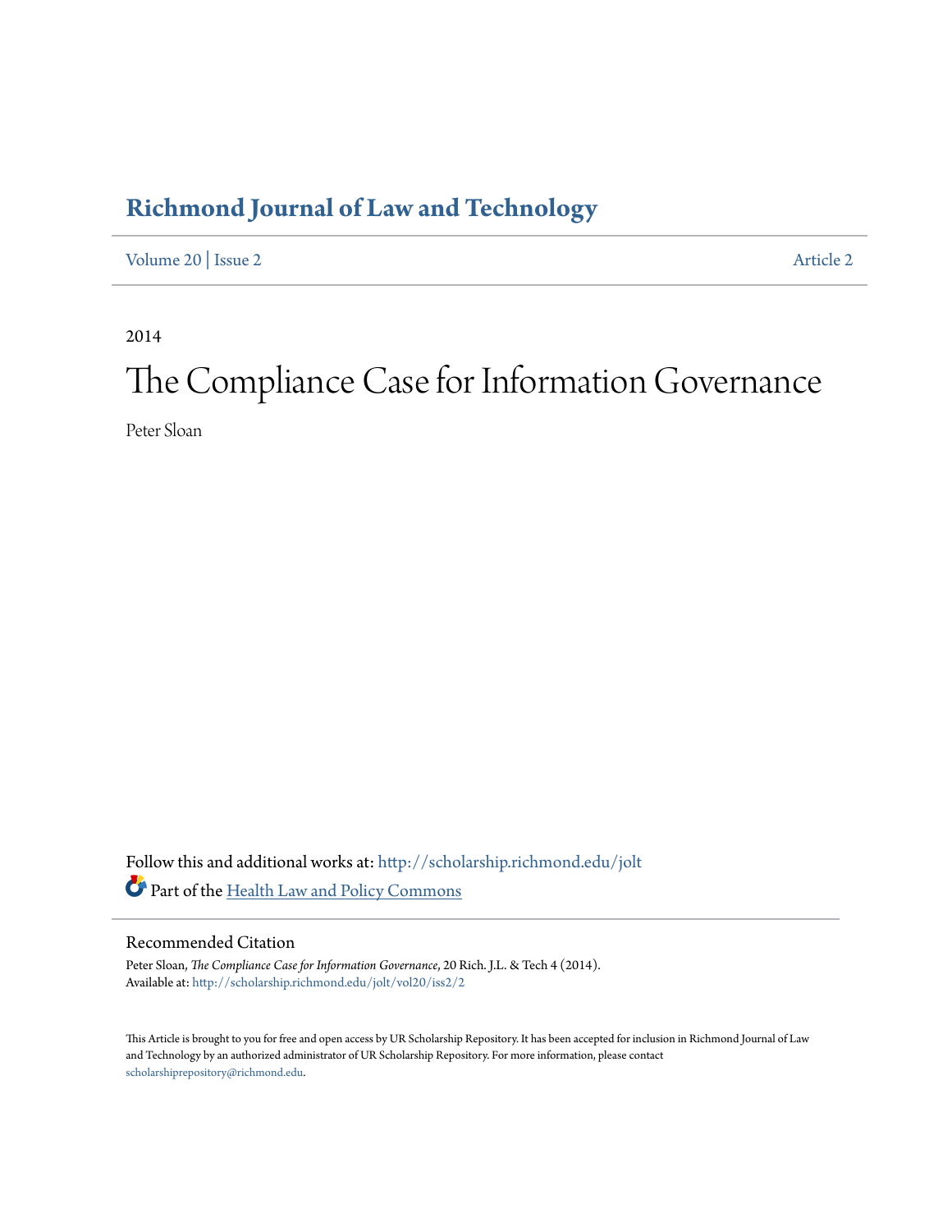# Richmond Journal of Law and Technology

Volume 20 | Issue 2 Article 2

2014

# The Compliance Case for Information Governance

Peter Sloan

Follow this and additional works at: http://scholarship.richmond.edu/jolt

Part of the Health Law and Policy Commons

## Recommended Citation

Peter Sloan, *The Compliance Case for Information Governance*, 20 Rich. J.L. & Tech 4 (2014).
Available at: http://scholarship.richmond.edu/jolt/vol20/iss2/2

This Article is brought to you for free and open access by UR Scholarship Repository. It has been accepted for inclusion in Richmond Journal of Law and Technology by an authorized administrator of UR Scholarship Repository. For more information, please contact scholarshiprepository@richmond.edu.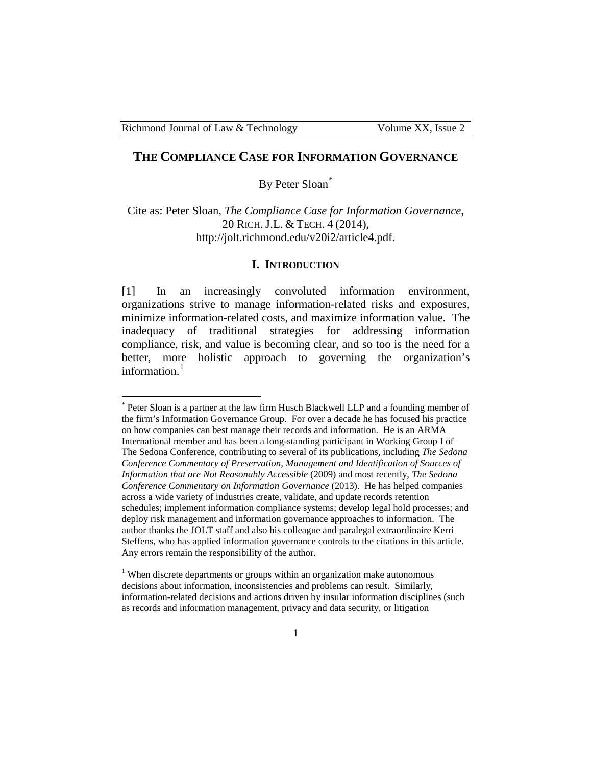# THE COMPLIANCE CASE FOR INFORMATION GOVERNANCE

By Peter Sloan[*]

Cite as: Peter Sloan, *The Compliance Case for Information Governance*, 20 RICH. J.L. & TECH. 4 (2014), http://jolt.richmond.edu/v20i2/article4.pdf.

## I. INTRODUCTION

[1] In an increasingly convoluted information environment, organizations strive to manage information-related risks and exposures, minimize information-related costs, and maximize information value. The inadequacy of traditional strategies for addressing information compliance, risk, and value is becoming clear, and so too is the need for a better, more holistic approach to governing the organization's information.[1]

---

[*] Peter Sloan is a partner at the law firm Husch Blackwell LLP and a founding member of the firm's Information Governance Group. For over a decade he has focused his practice on how companies can best manage their records and information. He is an ARMA International member and has been a long-standing participant in Working Group I of The Sedona Conference, contributing to several of its publications, including *The Sedona Conference Commentary of Preservation, Management and Identification of Sources of Information that are Not Reasonably Accessible* (2009) and most recently, *The Sedona Conference Commentary on Information Governance* (2013). He has helped companies across a wide variety of industries create, validate, and update records retention schedules; implement information compliance systems; develop legal hold processes; and deploy risk management and information governance approaches to information. The author thanks the JOLT staff and also his colleague and paralegal extraordinaire Kerri Steffens, who has applied information governance controls to the citations in this article. Any errors remain the responsibility of the author.

[1] When discrete departments or groups within an organization make autonomous decisions about information, inconsistencies and problems can result. Similarly, information-related decisions and actions driven by insular information disciplines (such as records and information management, privacy and data security, or litigation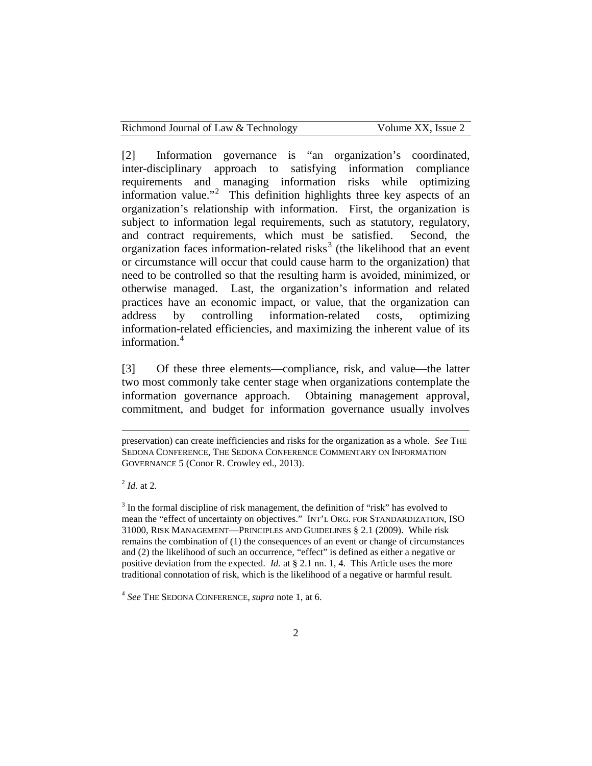[2] Information governance is "an organization's coordinated, inter-disciplinary approach to satisfying information compliance requirements and managing information risks while optimizing information value."[2] This definition highlights three key aspects of an organization's relationship with information. First, the organization is subject to information legal requirements, such as statutory, regulatory, and contract requirements, which must be satisfied. Second, the organization faces information-related risks[3] (the likelihood that an event or circumstance will occur that could cause harm to the organization) that need to be controlled so that the resulting harm is avoided, minimized, or otherwise managed. Last, the organization's information and related practices have an economic impact, or value, that the organization can address by controlling information-related costs, optimizing information-related efficiencies, and maximizing the inherent value of its information.[4]

[3] Of these three elements—compliance, risk, and value—the latter two most commonly take center stage when organizations contemplate the information governance approach. Obtaining management approval, commitment, and budget for information governance usually involves

---

preservation) can create inefficiencies and risks for the organization as a whole. *See* THE SEDONA CONFERENCE, THE SEDONA CONFERENCE COMMENTARY ON INFORMATION GOVERNANCE 5 (Conor R. Crowley ed., 2013).

[2] *Id.* at 2.

[3] In the formal discipline of risk management, the definition of "risk" has evolved to mean the "effect of uncertainty on objectives." INT'L ORG. FOR STANDARDIZATION, ISO 31000, RISK MANAGEMENT—PRINCIPLES AND GUIDELINES § 2.1 (2009). While risk remains the combination of (1) the consequences of an event or change of circumstances and (2) the likelihood of such an occurrence, "effect" is defined as either a negative or positive deviation from the expected. *Id.* at § 2.1 nn. 1, 4. This Article uses the more traditional connotation of risk, which is the likelihood of a negative or harmful result.

[4] *See* THE SEDONA CONFERENCE, *supra* note 1, at 6.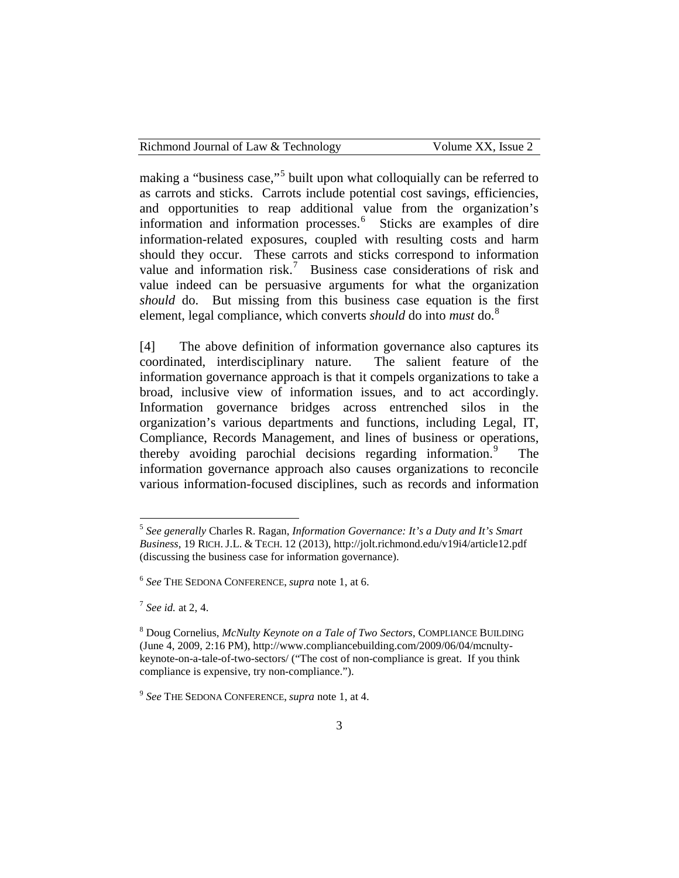making a "business case,"[5] built upon what colloquially can be referred to as carrots and sticks. Carrots include potential cost savings, efficiencies, and opportunities to reap additional value from the organization's information and information processes.[6] Sticks are examples of dire information-related exposures, coupled with resulting costs and harm should they occur. These carrots and sticks correspond to information value and information risk.[7] Business case considerations of risk and value indeed can be persuasive arguments for what the organization *should* do. But missing from this business case equation is the first element, legal compliance, which converts *should* do into *must* do.[8]

[4] The above definition of information governance also captures its coordinated, interdisciplinary nature. The salient feature of the information governance approach is that it compels organizations to take a broad, inclusive view of information issues, and to act accordingly. Information governance bridges across entrenched silos in the organization's various departments and functions, including Legal, IT, Compliance, Records Management, and lines of business or operations, thereby avoiding parochial decisions regarding information.[9] The information governance approach also causes organizations to reconcile various information-focused disciplines, such as records and information

---

[5] *See generally* Charles R. Ragan, *Information Governance: It's a Duty and It's Smart Business*, 19 RICH. J.L. & TECH. 12 (2013), http://jolt.richmond.edu/v19i4/article12.pdf (discussing the business case for information governance).

[6] *See* THE SEDONA CONFERENCE, *supra* note 1, at 6.

[7] *See id.* at 2, 4.

[8] Doug Cornelius, *McNulty Keynote on a Tale of Two Sectors*, COMPLIANCE BUILDING (June 4, 2009, 2:16 PM), http://www.compliancebuilding.com/2009/06/04/mcnulty-keynote-on-a-tale-of-two-sectors/ ("The cost of non-compliance is great. If you think compliance is expensive, try non-compliance.").

[9] *See* THE SEDONA CONFERENCE, *supra* note 1, at 4.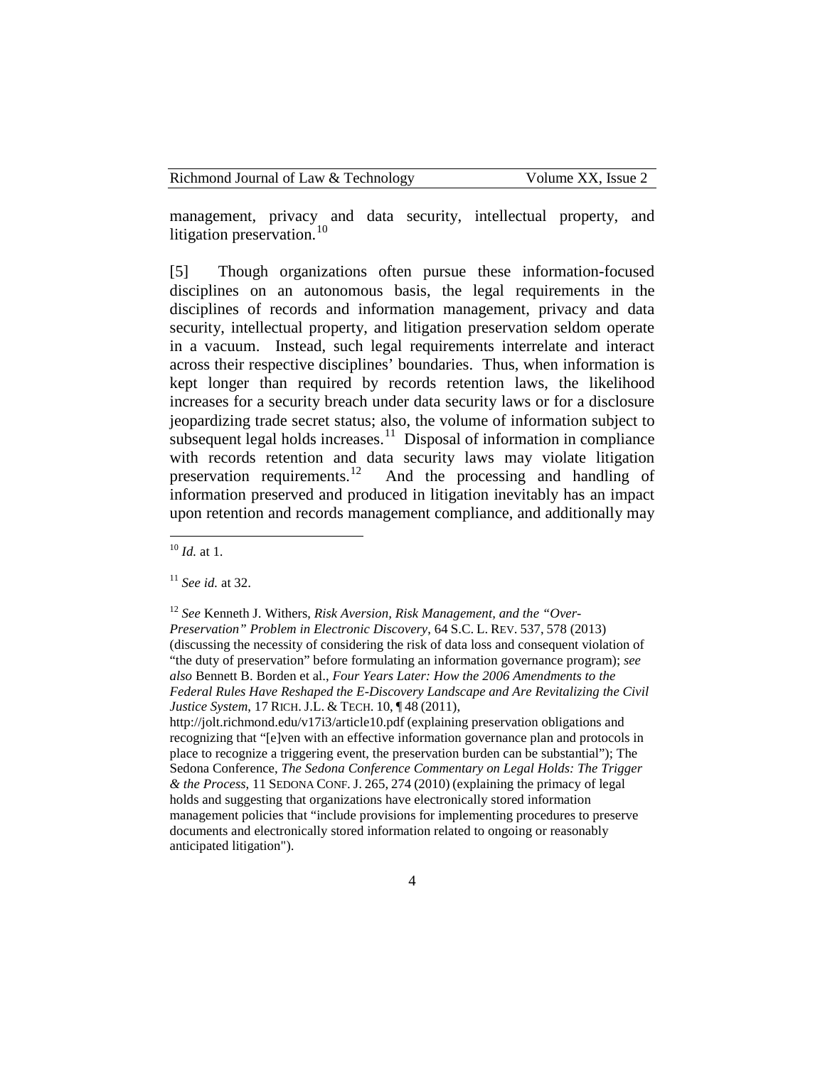management, privacy and data security, intellectual property, and litigation preservation.[10]

[5] Though organizations often pursue these information-focused disciplines on an autonomous basis, the legal requirements in the disciplines of records and information management, privacy and data security, intellectual property, and litigation preservation seldom operate in a vacuum. Instead, such legal requirements interrelate and interact across their respective disciplines' boundaries. Thus, when information is kept longer than required by records retention laws, the likelihood increases for a security breach under data security laws or for a disclosure jeopardizing trade secret status; also, the volume of information subject to subsequent legal holds increases.[11] Disposal of information in compliance with records retention and data security laws may violate litigation preservation requirements.[12] And the processing and handling of information preserved and produced in litigation inevitably has an impact upon retention and records management compliance, and additionally may

---

[10] *Id.* at 1.

[11] *See id.* at 32.

[12] *See* Kenneth J. Withers, *Risk Aversion, Risk Management, and the "Over-Preservation" Problem in Electronic Discovery*, 64 S.C. L. REV. 537, 578 (2013) (discussing the necessity of considering the risk of data loss and consequent violation of "the duty of preservation" before formulating an information governance program); *see also* Bennett B. Borden et al., *Four Years Later: How the 2006 Amendments to the Federal Rules Have Reshaped the E-Discovery Landscape and Are Revitalizing the Civil Justice System*, 17 RICH. J.L. & TECH. 10, ¶ 48 (2011), http://jolt.richmond.edu/v17i3/article10.pdf (explaining preservation obligations and recognizing that "[e]ven with an effective information governance plan and protocols in place to recognize a triggering event, the preservation burden can be substantial"); The Sedona Conference, *The Sedona Conference Commentary on Legal Holds: The Trigger & the Process*, 11 SEDONA CONF. J. 265, 274 (2010) (explaining the primacy of legal holds and suggesting that organizations have electronically stored information management policies that "include provisions for implementing procedures to preserve documents and electronically stored information related to ongoing or reasonably anticipated litigation").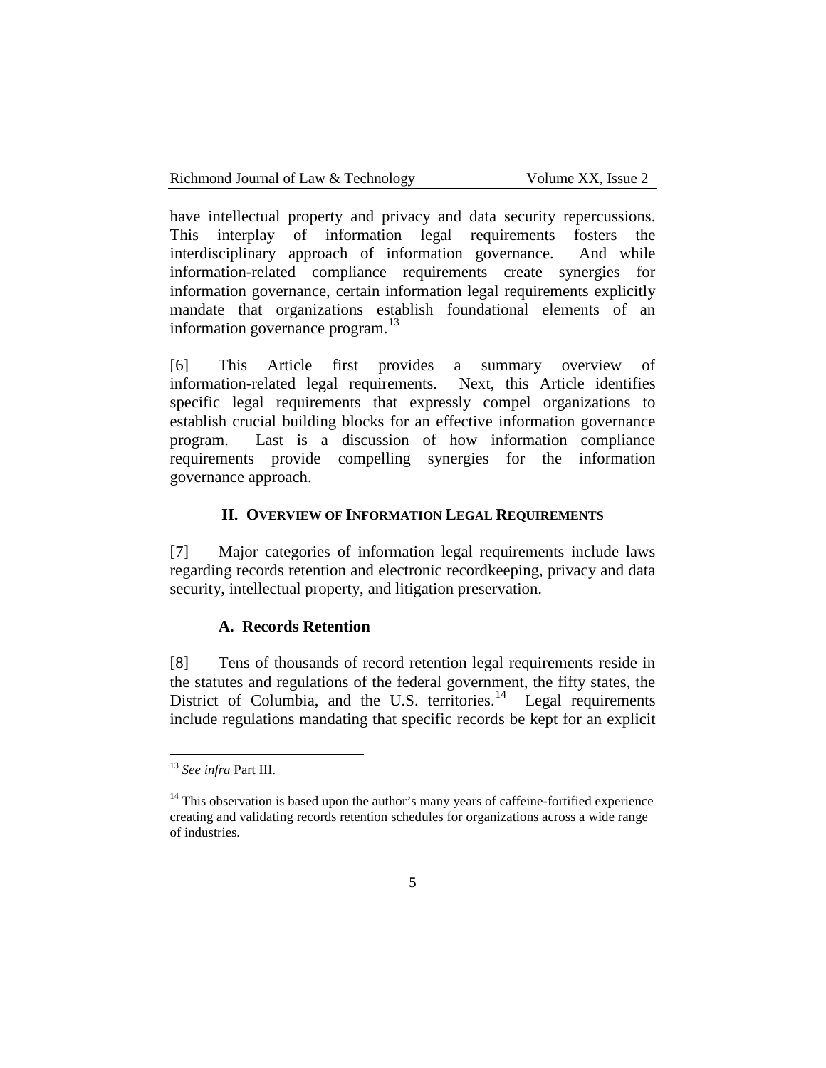have intellectual property and privacy and data security repercussions. This interplay of information legal requirements fosters the interdisciplinary approach of information governance. And while information-related compliance requirements create synergies for information governance, certain information legal requirements explicitly mandate that organizations establish foundational elements of an information governance program.[13]

[6] This Article first provides a summary overview of information-related legal requirements. Next, this Article identifies specific legal requirements that expressly compel organizations to establish crucial building blocks for an effective information governance program. Last is a discussion of how information compliance requirements provide compelling synergies for the information governance approach.

## II. Overview of Information Legal Requirements

[7] Major categories of information legal requirements include laws regarding records retention and electronic recordkeeping, privacy and data security, intellectual property, and litigation preservation.

### A. Records Retention

[8] Tens of thousands of record retention legal requirements reside in the statutes and regulations of the federal government, the fifty states, the District of Columbia, and the U.S. territories.[14] Legal requirements include regulations mandating that specific records be kept for an explicit

---

[13] *See infra* Part III.

[14] This observation is based upon the author's many years of caffeine-fortified experience creating and validating records retention schedules for organizations across a wide range of industries.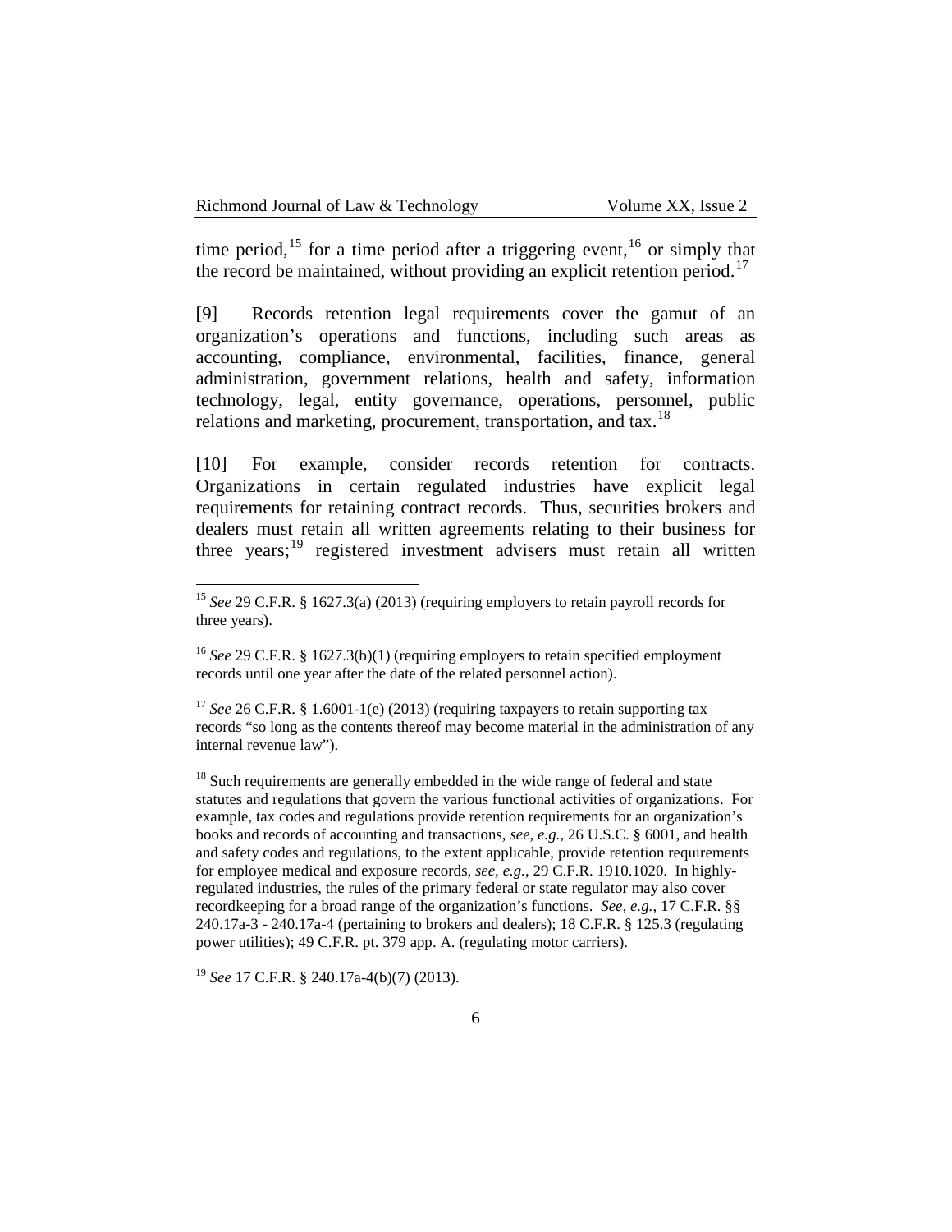time period,[15] for a time period after a triggering event,[16] or simply that the record be maintained, without providing an explicit retention period.[17]

[9] Records retention legal requirements cover the gamut of an organization's operations and functions, including such areas as accounting, compliance, environmental, facilities, finance, general administration, government relations, health and safety, information technology, legal, entity governance, operations, personnel, public relations and marketing, procurement, transportation, and tax.[18]

[10] For example, consider records retention for contracts. Organizations in certain regulated industries have explicit legal requirements for retaining contract records. Thus, securities brokers and dealers must retain all written agreements relating to their business for three years;[19] registered investment advisers must retain all written

---

[15] *See* 29 C.F.R. § 1627.3(a) (2013) (requiring employers to retain payroll records for three years).

[16] *See* 29 C.F.R. § 1627.3(b)(1) (requiring employers to retain specified employment records until one year after the date of the related personnel action).

[17] *See* 26 C.F.R. § 1.6001-1(e) (2013) (requiring taxpayers to retain supporting tax records "so long as the contents thereof may become material in the administration of any internal revenue law").

[18] Such requirements are generally embedded in the wide range of federal and state statutes and regulations that govern the various functional activities of organizations. For example, tax codes and regulations provide retention requirements for an organization's books and records of accounting and transactions, *see, e.g.*, 26 U.S.C. § 6001, and health and safety codes and regulations, to the extent applicable, provide retention requirements for employee medical and exposure records, *see, e.g.*, 29 C.F.R. 1910.1020. In highly-regulated industries, the rules of the primary federal or state regulator may also cover recordkeeping for a broad range of the organization's functions. *See, e.g.*, 17 C.F.R. §§ 240.17a-3 - 240.17a-4 (pertaining to brokers and dealers); 18 C.F.R. § 125.3 (regulating power utilities); 49 C.F.R. pt. 379 app. A. (regulating motor carriers).

[19] *See* 17 C.F.R. § 240.17a-4(b)(7) (2013).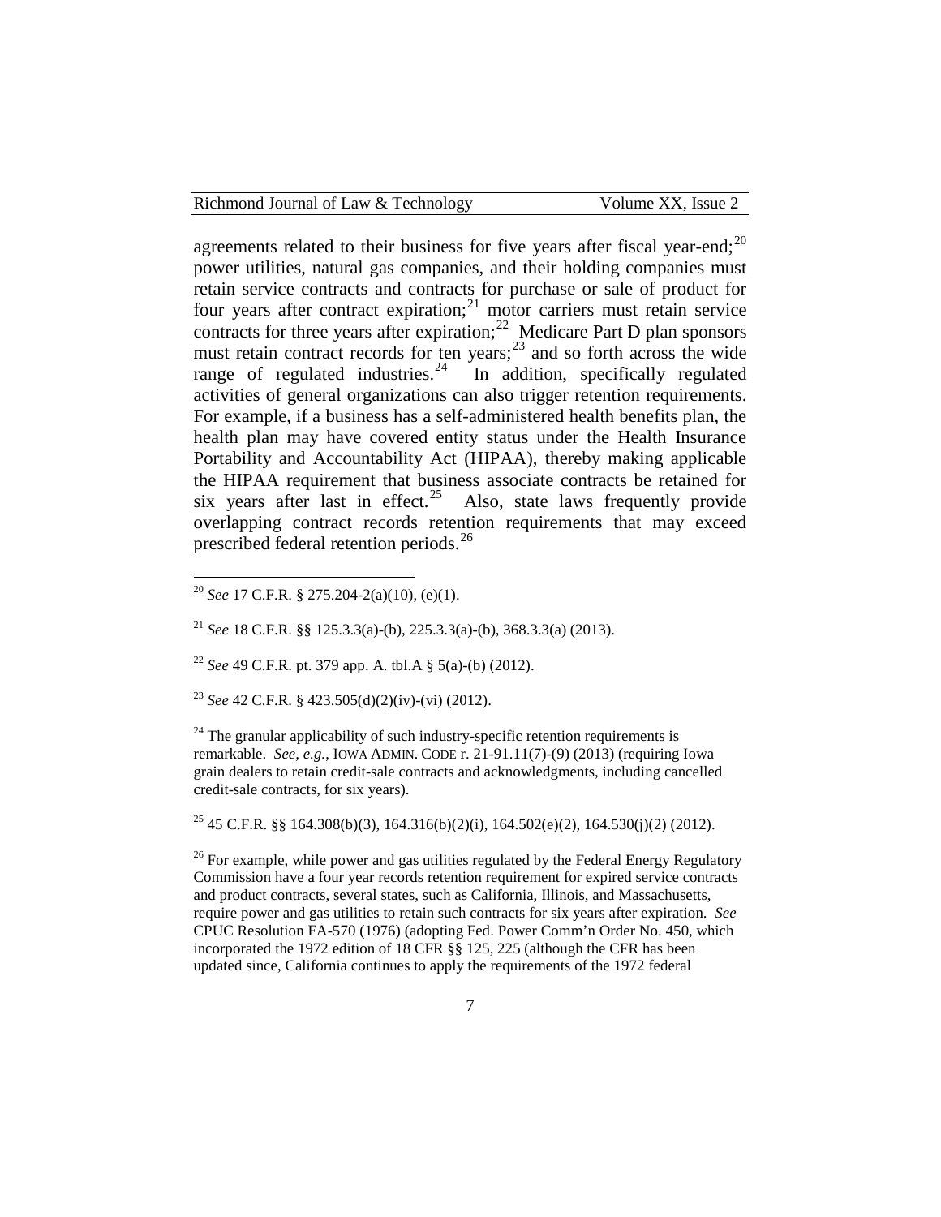agreements related to their business for five years after fiscal year-end;[20] power utilities, natural gas companies, and their holding companies must retain service contracts and contracts for purchase or sale of product for four years after contract expiration;[21] motor carriers must retain service contracts for three years after expiration;[22] Medicare Part D plan sponsors must retain contract records for ten years;[23] and so forth across the wide range of regulated industries.[24] In addition, specifically regulated activities of general organizations can also trigger retention requirements. For example, if a business has a self-administered health benefits plan, the health plan may have covered entity status under the Health Insurance Portability and Accountability Act (HIPAA), thereby making applicable the HIPAA requirement that business associate contracts be retained for six years after last in effect.[25] Also, state laws frequently provide overlapping contract records retention requirements that may exceed prescribed federal retention periods.[26]

---

[20] *See* 17 C.F.R. § 275.204-2(a)(10), (e)(1).

[21] *See* 18 C.F.R. §§ 125.3.3(a)-(b), 225.3.3(a)-(b), 368.3.3(a) (2013).

[22] *See* 49 C.F.R. pt. 379 app. A. tbl.A § 5(a)-(b) (2012).

[23] *See* 42 C.F.R. § 423.505(d)(2)(iv)-(vi) (2012).

[24] The granular applicability of such industry-specific retention requirements is remarkable. *See, e.g.*, IOWA ADMIN. CODE r. 21-91.11(7)-(9) (2013) (requiring Iowa grain dealers to retain credit-sale contracts and acknowledgments, including cancelled credit-sale contracts, for six years).

[25] 45 C.F.R. §§ 164.308(b)(3), 164.316(b)(2)(i), 164.502(e)(2), 164.530(j)(2) (2012).

[26] For example, while power and gas utilities regulated by the Federal Energy Regulatory Commission have a four year records retention requirement for expired service contracts and product contracts, several states, such as California, Illinois, and Massachusetts, require power and gas utilities to retain such contracts for six years after expiration. *See* CPUC Resolution FA-570 (1976) (adopting Fed. Power Comm'n Order No. 450, which incorporated the 1972 edition of 18 CFR §§ 125, 225 (although the CFR has been updated since, California continues to apply the requirements of the 1972 federal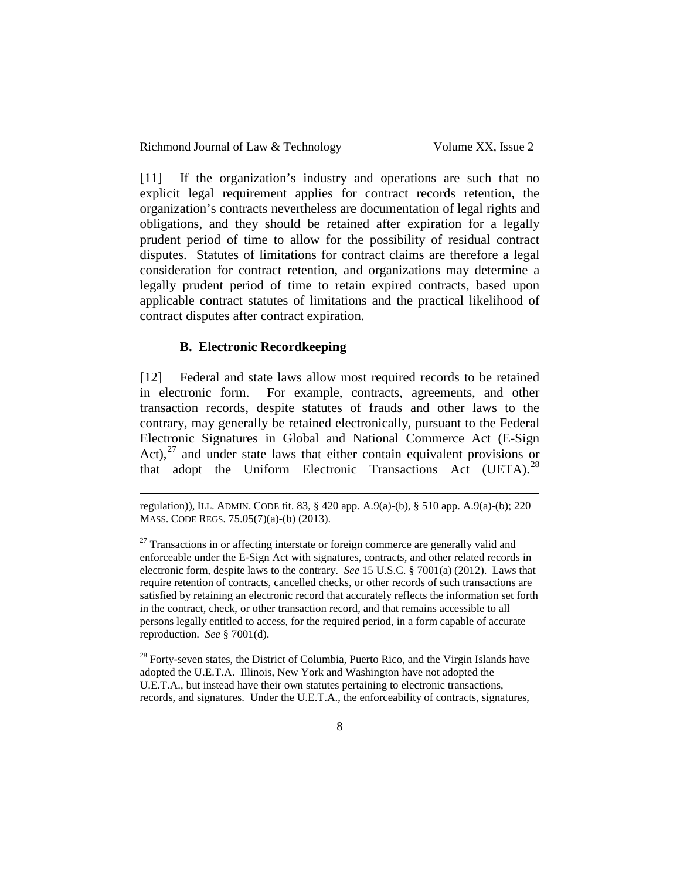[11] If the organization's industry and operations are such that no explicit legal requirement applies for contract records retention, the organization's contracts nevertheless are documentation of legal rights and obligations, and they should be retained after expiration for a legally prudent period of time to allow for the possibility of residual contract disputes. Statutes of limitations for contract claims are therefore a legal consideration for contract retention, and organizations may determine a legally prudent period of time to retain expired contracts, based upon applicable contract statutes of limitations and the practical likelihood of contract disputes after contract expiration.

### B. Electronic Recordkeeping

[12] Federal and state laws allow most required records to be retained in electronic form. For example, contracts, agreements, and other transaction records, despite statutes of frauds and other laws to the contrary, may generally be retained electronically, pursuant to the Federal Electronic Signatures in Global and National Commerce Act (E-Sign Act),[27] and under state laws that either contain equivalent provisions or that adopt the Uniform Electronic Transactions Act (UETA).[28]

---

regulation)), ILL. ADMIN. CODE tit. 83, § 420 app. A.9(a)-(b), § 510 app. A.9(a)-(b); 220 MASS. CODE REGS. 75.05(7)(a)-(b) (2013).

[27] Transactions in or affecting interstate or foreign commerce are generally valid and enforceable under the E-Sign Act with signatures, contracts, and other related records in electronic form, despite laws to the contrary. *See* 15 U.S.C. § 7001(a) (2012). Laws that require retention of contracts, cancelled checks, or other records of such transactions are satisfied by retaining an electronic record that accurately reflects the information set forth in the contract, check, or other transaction record, and that remains accessible to all persons legally entitled to access, for the required period, in a form capable of accurate reproduction. *See* § 7001(d).

[28] Forty-seven states, the District of Columbia, Puerto Rico, and the Virgin Islands have adopted the U.E.T.A. Illinois, New York and Washington have not adopted the U.E.T.A., but instead have their own statutes pertaining to electronic transactions, records, and signatures. Under the U.E.T.A., the enforceability of contracts, signatures,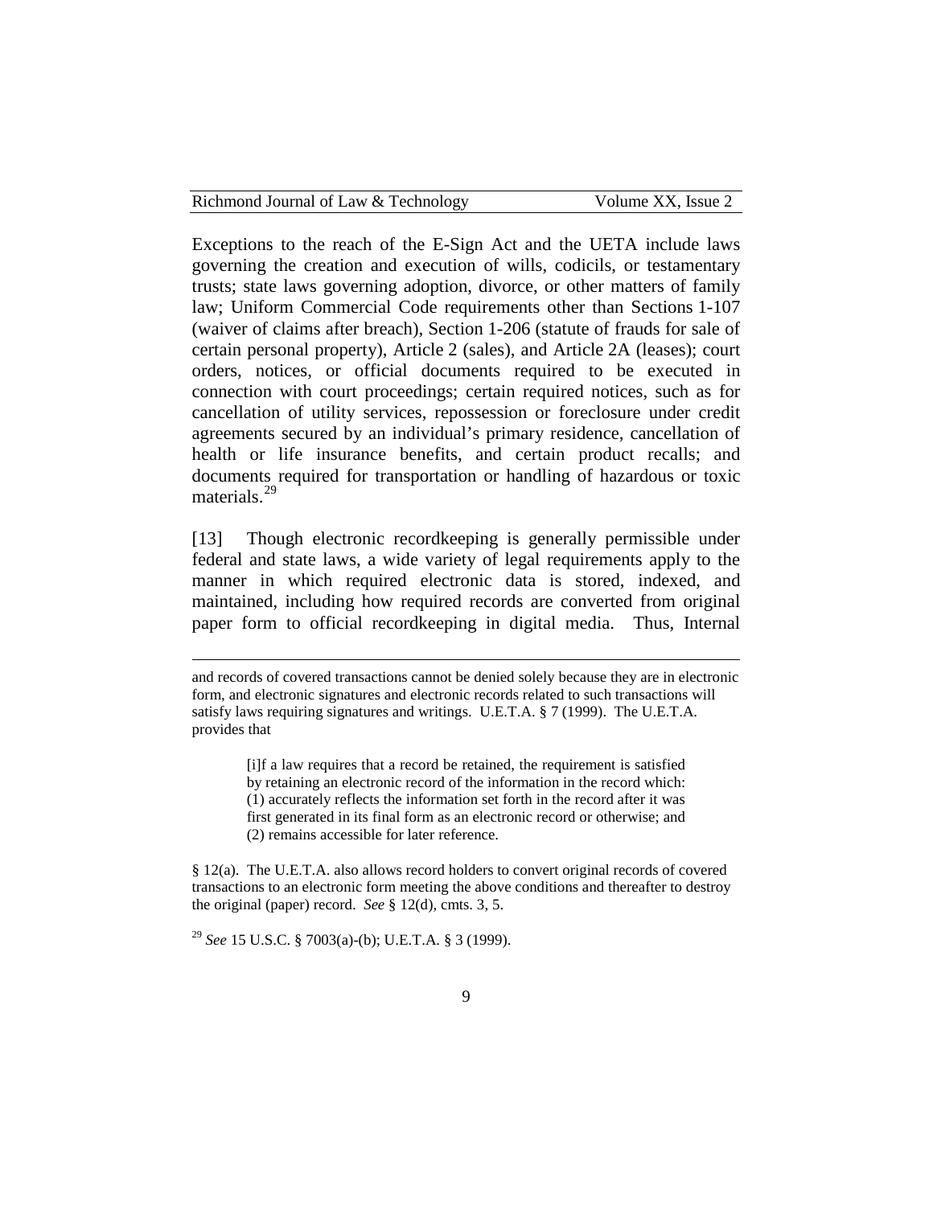Exceptions to the reach of the E-Sign Act and the UETA include laws governing the creation and execution of wills, codicils, or testamentary trusts; state laws governing adoption, divorce, or other matters of family law; Uniform Commercial Code requirements other than Sections 1-107 (waiver of claims after breach), Section 1-206 (statute of frauds for sale of certain personal property), Article 2 (sales), and Article 2A (leases); court orders, notices, or official documents required to be executed in connection with court proceedings; certain required notices, such as for cancellation of utility services, repossession or foreclosure under credit agreements secured by an individual's primary residence, cancellation of health or life insurance benefits, and certain product recalls; and documents required for transportation or handling of hazardous or toxic materials.[29]

[13] Though electronic recordkeeping is generally permissible under federal and state laws, a wide variety of legal requirements apply to the manner in which required electronic data is stored, indexed, and maintained, including how required records are converted from original paper form to official recordkeeping in digital media. Thus, Internal

---

and records of covered transactions cannot be denied solely because they are in electronic form, and electronic signatures and electronic records related to such transactions will satisfy laws requiring signatures and writings. U.E.T.A. § 7 (1999). The U.E.T.A. provides that

> [i]f a law requires that a record be retained, the requirement is satisfied by retaining an electronic record of the information in the record which: (1) accurately reflects the information set forth in the record after it was first generated in its final form as an electronic record or otherwise; and (2) remains accessible for later reference.

§ 12(a). The U.E.T.A. also allows record holders to convert original records of covered transactions to an electronic form meeting the above conditions and thereafter to destroy the original (paper) record. *See* § 12(d), cmts. 3, 5.

[29] *See* 15 U.S.C. § 7003(a)-(b); U.E.T.A. § 3 (1999).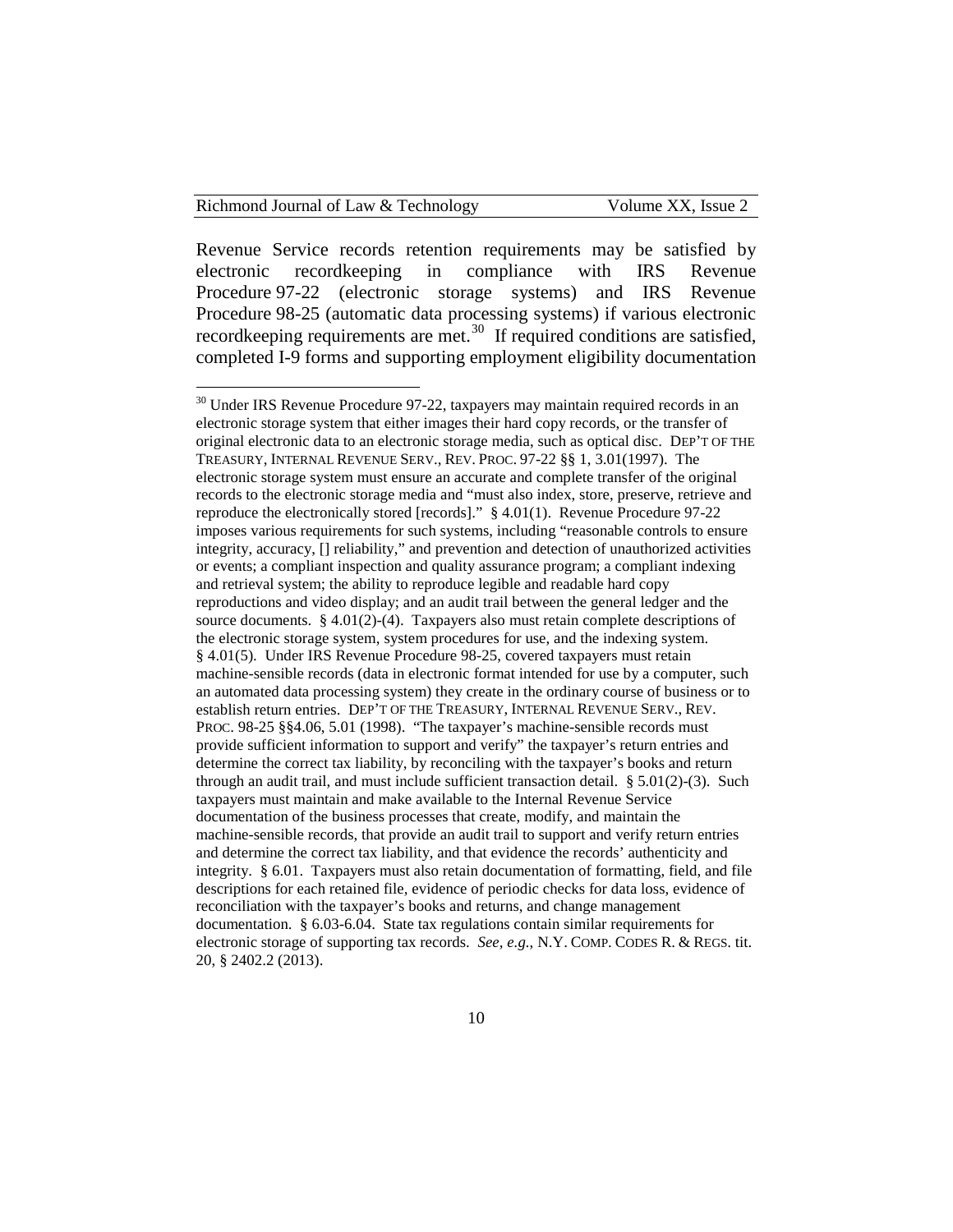Revenue Service records retention requirements may be satisfied by electronic recordkeeping in compliance with IRS Revenue Procedure 97-22 (electronic storage systems) and IRS Revenue Procedure 98-25 (automatic data processing systems) if various electronic recordkeeping requirements are met.[30] If required conditions are satisfied, completed I-9 forms and supporting employment eligibility documentation

---

[30] Under IRS Revenue Procedure 97-22, taxpayers may maintain required records in an electronic storage system that either images their hard copy records, or the transfer of original electronic data to an electronic storage media, such as optical disc. DEP'T OF THE TREASURY, INTERNAL REVENUE SERV., REV. PROC. 97-22 §§ 1, 3.01(1997). The electronic storage system must ensure an accurate and complete transfer of the original records to the electronic storage media and "must also index, store, preserve, retrieve and reproduce the electronically stored [records]." § 4.01(1). Revenue Procedure 97-22 imposes various requirements for such systems, including "reasonable controls to ensure integrity, accuracy, [] reliability," and prevention and detection of unauthorized activities or events; a compliant inspection and quality assurance program; a compliant indexing and retrieval system; the ability to reproduce legible and readable hard copy reproductions and video display; and an audit trail between the general ledger and the source documents. § 4.01(2)-(4). Taxpayers also must retain complete descriptions of the electronic storage system, system procedures for use, and the indexing system. § 4.01(5). Under IRS Revenue Procedure 98-25, covered taxpayers must retain machine-sensible records (data in electronic format intended for use by a computer, such an automated data processing system) they create in the ordinary course of business or to establish return entries. DEP'T OF THE TREASURY, INTERNAL REVENUE SERV., REV. PROC. 98-25 §§4.06, 5.01 (1998). "The taxpayer's machine-sensible records must provide sufficient information to support and verify" the taxpayer's return entries and determine the correct tax liability, by reconciling with the taxpayer's books and return through an audit trail, and must include sufficient transaction detail. § 5.01(2)-(3). Such taxpayers must maintain and make available to the Internal Revenue Service documentation of the business processes that create, modify, and maintain the machine-sensible records, that provide an audit trail to support and verify return entries and determine the correct tax liability, and that evidence the records' authenticity and integrity. § 6.01. Taxpayers must also retain documentation of formatting, field, and file descriptions for each retained file, evidence of periodic checks for data loss, evidence of reconciliation with the taxpayer's books and returns, and change management documentation. § 6.03-6.04. State tax regulations contain similar requirements for electronic storage of supporting tax records. *See, e.g.*, N.Y. COMP. CODES R. & REGS. tit. 20, § 2402.2 (2013).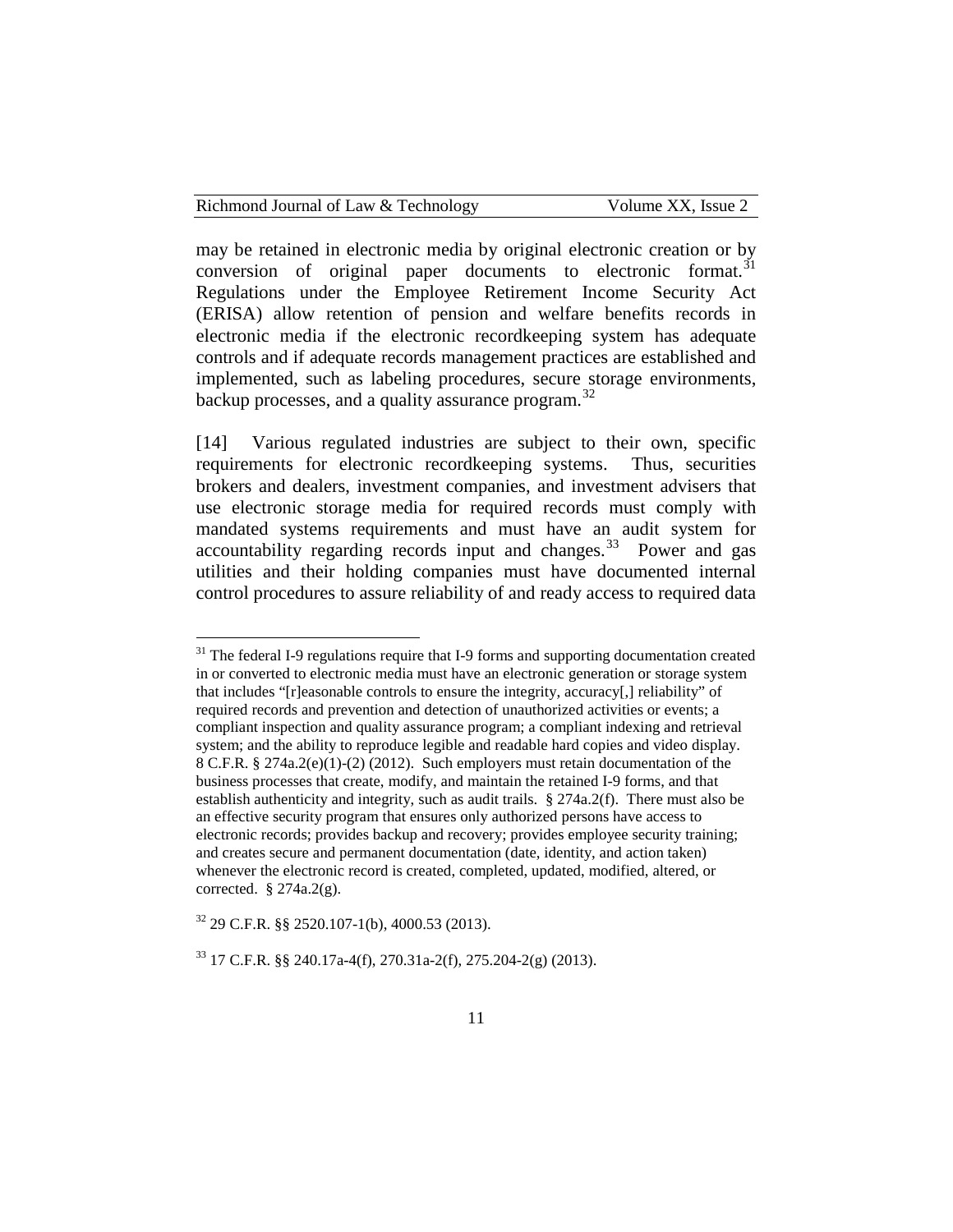may be retained in electronic media by original electronic creation or by conversion of original paper documents to electronic format.[31] Regulations under the Employee Retirement Income Security Act (ERISA) allow retention of pension and welfare benefits records in electronic media if the electronic recordkeeping system has adequate controls and if adequate records management practices are established and implemented, such as labeling procedures, secure storage environments, backup processes, and a quality assurance program.[32]

[14] Various regulated industries are subject to their own, specific requirements for electronic recordkeeping systems. Thus, securities brokers and dealers, investment companies, and investment advisers that use electronic storage media for required records must comply with mandated systems requirements and must have an audit system for accountability regarding records input and changes.[33] Power and gas utilities and their holding companies must have documented internal control procedures to assure reliability of and ready access to required data

---

[31] The federal I-9 regulations require that I-9 forms and supporting documentation created in or converted to electronic media must have an electronic generation or storage system that includes "[r]easonable controls to ensure the integrity, accuracy[,] reliability" of required records and prevention and detection of unauthorized activities or events; a compliant inspection and quality assurance program; a compliant indexing and retrieval system; and the ability to reproduce legible and readable hard copies and video display. 8 C.F.R. § 274a.2(e)(1)-(2) (2012). Such employers must retain documentation of the business processes that create, modify, and maintain the retained I-9 forms, and that establish authenticity and integrity, such as audit trails. § 274a.2(f). There must also be an effective security program that ensures only authorized persons have access to electronic records; provides backup and recovery; provides employee security training; and creates secure and permanent documentation (date, identity, and action taken) whenever the electronic record is created, completed, updated, modified, altered, or corrected. § 274a.2(g).

[32] 29 C.F.R. §§ 2520.107-1(b), 4000.53 (2013).

[33] 17 C.F.R. §§ 240.17a-4(f), 270.31a-2(f), 275.204-2(g) (2013).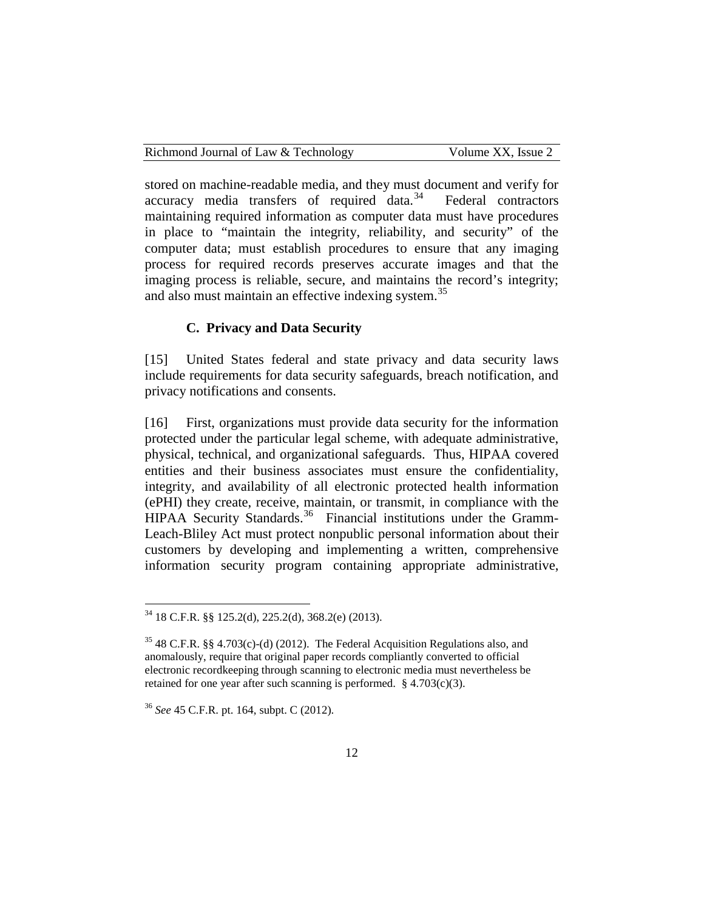stored on machine-readable media, and they must document and verify for accuracy media transfers of required data.[34] Federal contractors maintaining required information as computer data must have procedures in place to "maintain the integrity, reliability, and security" of the computer data; must establish procedures to ensure that any imaging process for required records preserves accurate images and that the imaging process is reliable, secure, and maintains the record's integrity; and also must maintain an effective indexing system.[35]

### C. Privacy and Data Security

[15] United States federal and state privacy and data security laws include requirements for data security safeguards, breach notification, and privacy notifications and consents.

[16] First, organizations must provide data security for the information protected under the particular legal scheme, with adequate administrative, physical, technical, and organizational safeguards. Thus, HIPAA covered entities and their business associates must ensure the confidentiality, integrity, and availability of all electronic protected health information (ePHI) they create, receive, maintain, or transmit, in compliance with the HIPAA Security Standards.[36] Financial institutions under the Gramm-Leach-Bliley Act must protect nonpublic personal information about their customers by developing and implementing a written, comprehensive information security program containing appropriate administrative,

---

[34] 18 C.F.R. §§ 125.2(d), 225.2(d), 368.2(e) (2013).

[35] 48 C.F.R. §§ 4.703(c)-(d) (2012). The Federal Acquisition Regulations also, and anomalously, require that original paper records compliantly converted to official electronic recordkeeping through scanning to electronic media must nevertheless be retained for one year after such scanning is performed. § 4.703(c)(3).

[36] *See* 45 C.F.R. pt. 164, subpt. C (2012).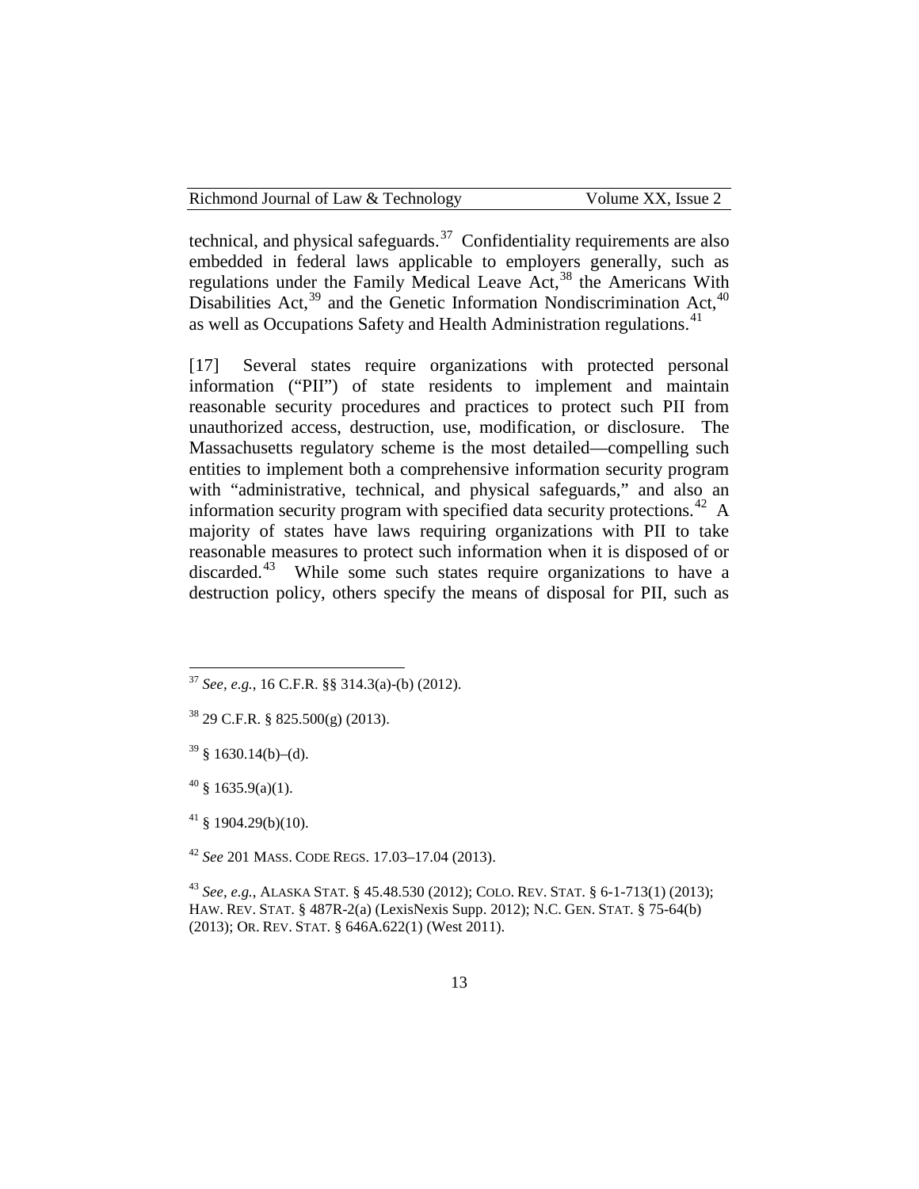technical, and physical safeguards.[37] Confidentiality requirements are also embedded in federal laws applicable to employers generally, such as regulations under the Family Medical Leave Act,[38] the Americans With Disabilities Act,[39] and the Genetic Information Nondiscrimination Act,[40] as well as Occupations Safety and Health Administration regulations.[41]

[17] Several states require organizations with protected personal information ("PII") of state residents to implement and maintain reasonable security procedures and practices to protect such PII from unauthorized access, destruction, use, modification, or disclosure. The Massachusetts regulatory scheme is the most detailed—compelling such entities to implement both a comprehensive information security program with "administrative, technical, and physical safeguards," and also an information security program with specified data security protections.[42] A majority of states have laws requiring organizations with PII to take reasonable measures to protect such information when it is disposed of or discarded.[43] While some such states require organizations to have a destruction policy, others specify the means of disposal for PII, such as

---

[37] *See, e.g.*, 16 C.F.R. §§ 314.3(a)-(b) (2012).

[38] 29 C.F.R. § 825.500(g) (2013).

[39] § 1630.14(b)–(d).

[40] § 1635.9(a)(1).

[41] § 1904.29(b)(10).

[42] *See* 201 MASS. CODE REGS. 17.03–17.04 (2013).

[43] *See, e.g.*, ALASKA STAT. § 45.48.530 (2012); COLO. REV. STAT. § 6-1-713(1) (2013); HAW. REV. STAT. § 487R-2(a) (LexisNexis Supp. 2012); N.C. GEN. STAT. § 75-64(b) (2013); OR. REV. STAT. § 646A.622(1) (West 2011).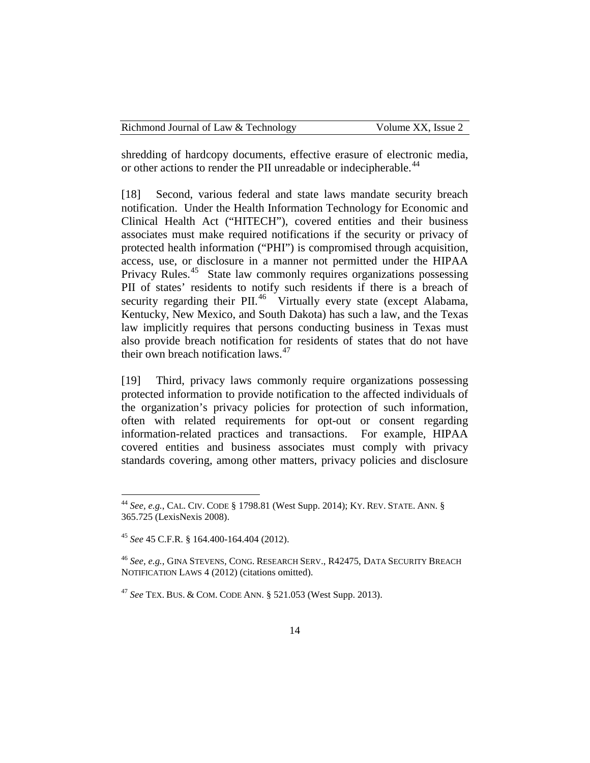shredding of hardcopy documents, effective erasure of electronic media, or other actions to render the PII unreadable or indecipherable.[44]

[18] Second, various federal and state laws mandate security breach notification. Under the Health Information Technology for Economic and Clinical Health Act ("HITECH"), covered entities and their business associates must make required notifications if the security or privacy of protected health information ("PHI") is compromised through acquisition, access, use, or disclosure in a manner not permitted under the HIPAA Privacy Rules.[45] State law commonly requires organizations possessing PII of states' residents to notify such residents if there is a breach of security regarding their PII.[46] Virtually every state (except Alabama, Kentucky, New Mexico, and South Dakota) has such a law, and the Texas law implicitly requires that persons conducting business in Texas must also provide breach notification for residents of states that do not have their own breach notification laws.[47]

[19] Third, privacy laws commonly require organizations possessing protected information to provide notification to the affected individuals of the organization's privacy policies for protection of such information, often with related requirements for opt-out or consent regarding information-related practices and transactions. For example, HIPAA covered entities and business associates must comply with privacy standards covering, among other matters, privacy policies and disclosure

---

[44] *See, e.g.*, CAL. CIV. CODE § 1798.81 (West Supp. 2014); KY. REV. STATE. ANN. § 365.725 (LexisNexis 2008).

[45] *See* 45 C.F.R. § 164.400-164.404 (2012).

[46] *See, e.g.*, GINA STEVENS, CONG. RESEARCH SERV., R42475, DATA SECURITY BREACH NOTIFICATION LAWS 4 (2012) (citations omitted).

[47] *See* TEX. BUS. & COM. CODE ANN. § 521.053 (West Supp. 2013).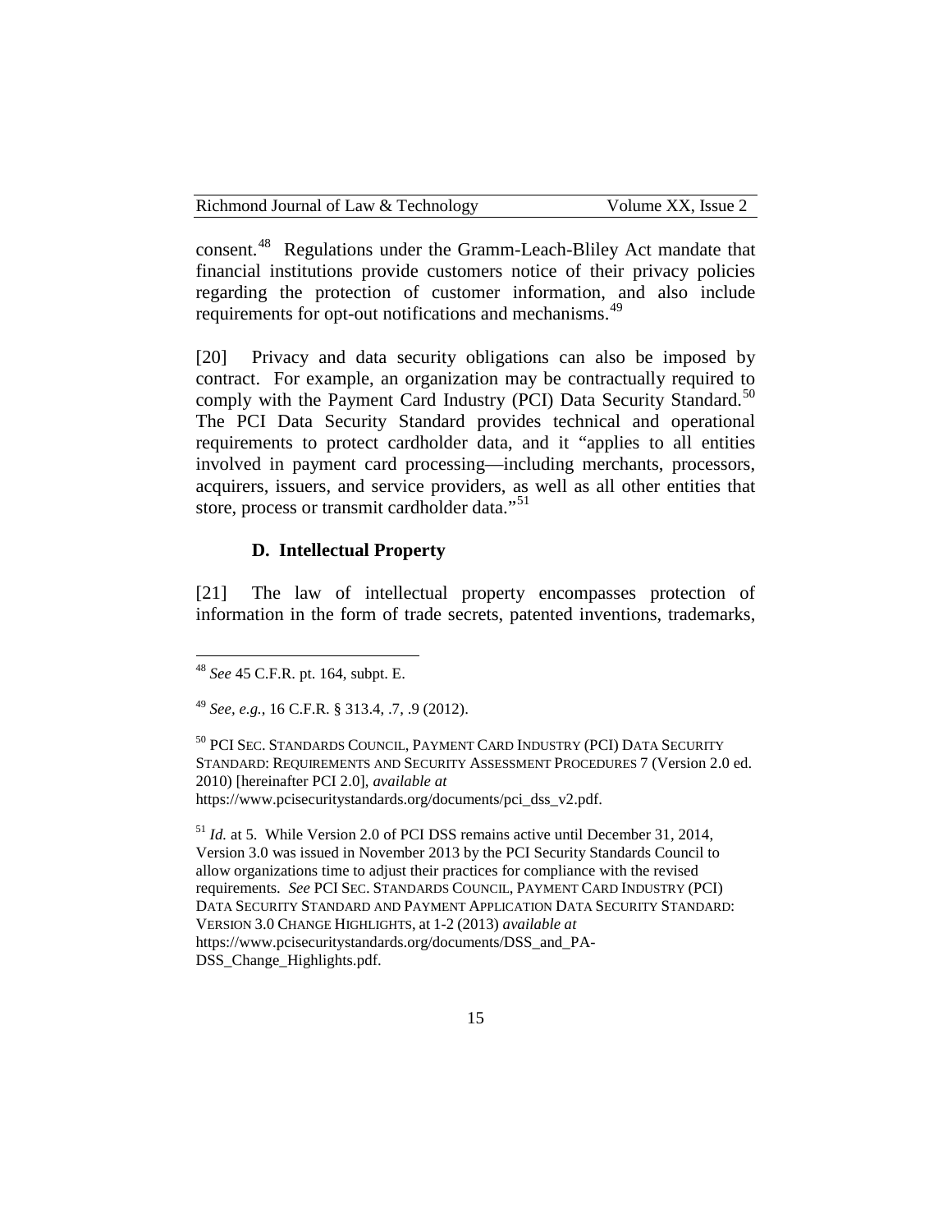consent.[48] Regulations under the Gramm-Leach-Bliley Act mandate that financial institutions provide customers notice of their privacy policies regarding the protection of customer information, and also include requirements for opt-out notifications and mechanisms.[49]

[20] Privacy and data security obligations can also be imposed by contract. For example, an organization may be contractually required to comply with the Payment Card Industry (PCI) Data Security Standard.[50] The PCI Data Security Standard provides technical and operational requirements to protect cardholder data, and it "applies to all entities involved in payment card processing—including merchants, processors, acquirers, issuers, and service providers, as well as all other entities that store, process or transmit cardholder data."[51]

### D. Intellectual Property

[21] The law of intellectual property encompasses protection of information in the form of trade secrets, patented inventions, trademarks,

---

[48] *See* 45 C.F.R. pt. 164, subpt. E.

[49] *See, e.g.*, 16 C.F.R. § 313.4, .7, .9 (2012).

[50] PCI SEC. STANDARDS COUNCIL, PAYMENT CARD INDUSTRY (PCI) DATA SECURITY STANDARD: REQUIREMENTS AND SECURITY ASSESSMENT PROCEDURES 7 (Version 2.0 ed. 2010) [hereinafter PCI 2.0], *available at* https://www.pcisecuritystandards.org/documents/pci_dss_v2.pdf.

[51] *Id.* at 5. While Version 2.0 of PCI DSS remains active until December 31, 2014, Version 3.0 was issued in November 2013 by the PCI Security Standards Council to allow organizations time to adjust their practices for compliance with the revised requirements. *See* PCI SEC. STANDARDS COUNCIL, PAYMENT CARD INDUSTRY (PCI) DATA SECURITY STANDARD AND PAYMENT APPLICATION DATA SECURITY STANDARD: VERSION 3.0 CHANGE HIGHLIGHTS, at 1-2 (2013) *available at* https://www.pcisecuritystandards.org/documents/DSS_and_PA-DSS_Change_Highlights.pdf.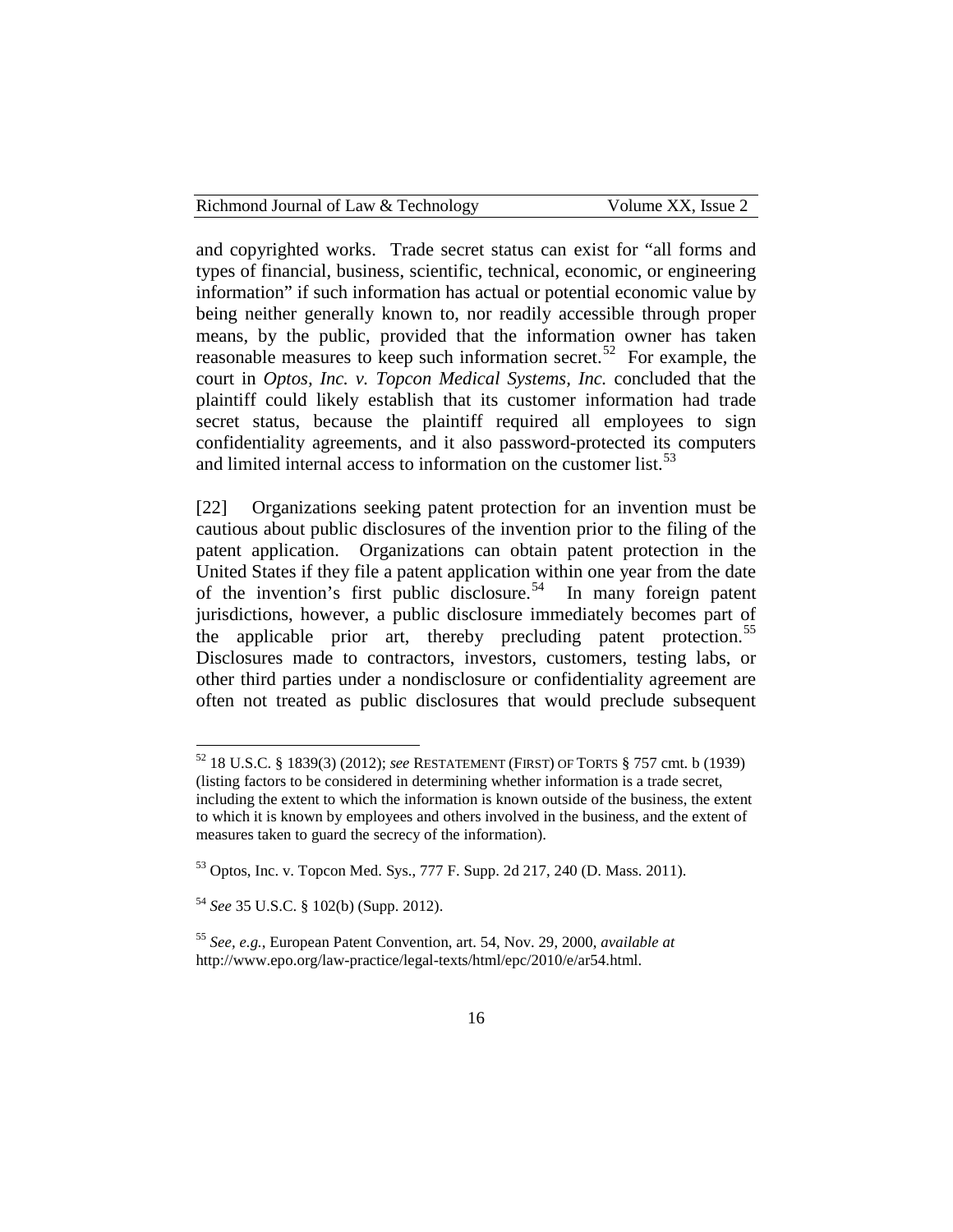and copyrighted works. Trade secret status can exist for "all forms and types of financial, business, scientific, technical, economic, or engineering information" if such information has actual or potential economic value by being neither generally known to, nor readily accessible through proper means, by the public, provided that the information owner has taken reasonable measures to keep such information secret.[52] For example, the court in *Optos, Inc. v. Topcon Medical Systems, Inc.* concluded that the plaintiff could likely establish that its customer information had trade secret status, because the plaintiff required all employees to sign confidentiality agreements, and it also password-protected its computers and limited internal access to information on the customer list.[53]

[22] Organizations seeking patent protection for an invention must be cautious about public disclosures of the invention prior to the filing of the patent application. Organizations can obtain patent protection in the United States if they file a patent application within one year from the date of the invention's first public disclosure.[54] In many foreign patent jurisdictions, however, a public disclosure immediately becomes part of the applicable prior art, thereby precluding patent protection.[55] Disclosures made to contractors, investors, customers, testing labs, or other third parties under a nondisclosure or confidentiality agreement are often not treated as public disclosures that would preclude subsequent

---

[52] 18 U.S.C. § 1839(3) (2012); *see* RESTATEMENT (FIRST) OF TORTS § 757 cmt. b (1939) (listing factors to be considered in determining whether information is a trade secret, including the extent to which the information is known outside of the business, the extent to which it is known by employees and others involved in the business, and the extent of measures taken to guard the secrecy of the information).

[53] Optos, Inc. v. Topcon Med. Sys., 777 F. Supp. 2d 217, 240 (D. Mass. 2011).

[54] *See* 35 U.S.C. § 102(b) (Supp. 2012).

[55] *See, e.g.*, European Patent Convention, art. 54, Nov. 29, 2000, *available at* http://www.epo.org/law-practice/legal-texts/html/epc/2010/e/ar54.html.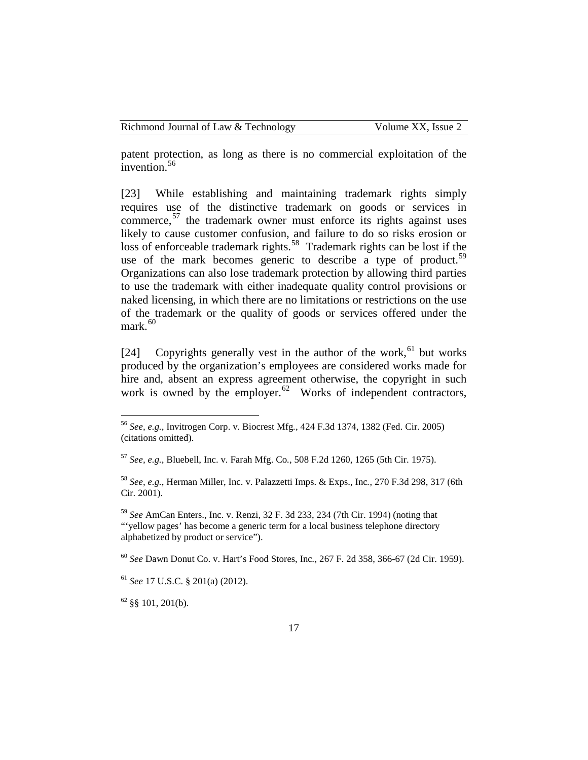patent protection, as long as there is no commercial exploitation of the invention.[56]

[23] While establishing and maintaining trademark rights simply requires use of the distinctive trademark on goods or services in commerce,[57] the trademark owner must enforce its rights against uses likely to cause customer confusion, and failure to do so risks erosion or loss of enforceable trademark rights.[58] Trademark rights can be lost if the use of the mark becomes generic to describe a type of product.[59] Organizations can also lose trademark protection by allowing third parties to use the trademark with either inadequate quality control provisions or naked licensing, in which there are no limitations or restrictions on the use of the trademark or the quality of goods or services offered under the mark.[60]

[24] Copyrights generally vest in the author of the work,[61] but works produced by the organization's employees are considered works made for hire and, absent an express agreement otherwise, the copyright in such work is owned by the employer.[62] Works of independent contractors,

---

[56] *See, e.g.*, Invitrogen Corp. v. Biocrest Mfg., 424 F.3d 1374, 1382 (Fed. Cir. 2005) (citations omitted).

[57] *See, e.g.*, Bluebell, Inc. v. Farah Mfg. Co., 508 F.2d 1260, 1265 (5th Cir. 1975).

[58] *See, e.g.*, Herman Miller, Inc. v. Palazzetti Imps. & Exps., Inc., 270 F.3d 298, 317 (6th Cir. 2001).

[59] *See* AmCan Enters., Inc. v. Renzi, 32 F. 3d 233, 234 (7th Cir. 1994) (noting that "'yellow pages' has become a generic term for a local business telephone directory alphabetized by product or service").

[60] *See* Dawn Donut Co. v. Hart's Food Stores, Inc., 267 F. 2d 358, 366-67 (2d Cir. 1959).

[61] *See* 17 U.S.C. § 201(a) (2012).

[62] §§ 101, 201(b).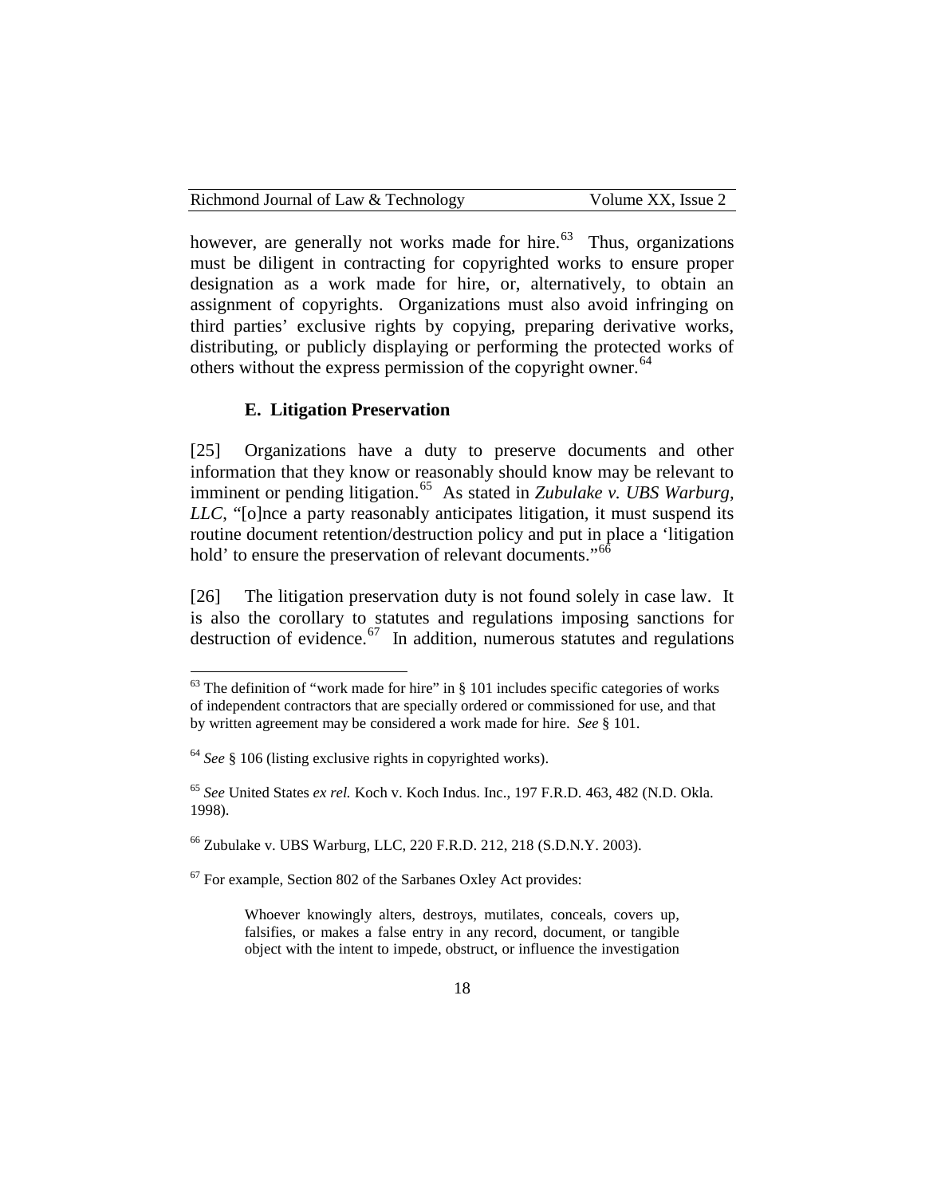however, are generally not works made for hire.[63] Thus, organizations must be diligent in contracting for copyrighted works to ensure proper designation as a work made for hire, or, alternatively, to obtain an assignment of copyrights. Organizations must also avoid infringing on third parties' exclusive rights by copying, preparing derivative works, distributing, or publicly displaying or performing the protected works of others without the express permission of the copyright owner.[64]

### E. Litigation Preservation

[25] Organizations have a duty to preserve documents and other information that they know or reasonably should know may be relevant to imminent or pending litigation.[65] As stated in *Zubulake v. UBS Warburg, LLC*, "[o]nce a party reasonably anticipates litigation, it must suspend its routine document retention/destruction policy and put in place a 'litigation hold' to ensure the preservation of relevant documents."[66]

[26] The litigation preservation duty is not found solely in case law. It is also the corollary to statutes and regulations imposing sanctions for destruction of evidence.[67] In addition, numerous statutes and regulations

---

[63] The definition of "work made for hire" in § 101 includes specific categories of works of independent contractors that are specially ordered or commissioned for use, and that by written agreement may be considered a work made for hire. *See* § 101.

[64] *See* § 106 (listing exclusive rights in copyrighted works).

[65] *See* United States *ex rel.* Koch v. Koch Indus. Inc., 197 F.R.D. 463, 482 (N.D. Okla. 1998).

[66] Zubulake v. UBS Warburg, LLC, 220 F.R.D. 212, 218 (S.D.N.Y. 2003).

[67] For example, Section 802 of the Sarbanes Oxley Act provides:

> Whoever knowingly alters, destroys, mutilates, conceals, covers up, falsifies, or makes a false entry in any record, document, or tangible object with the intent to impede, obstruct, or influence the investigation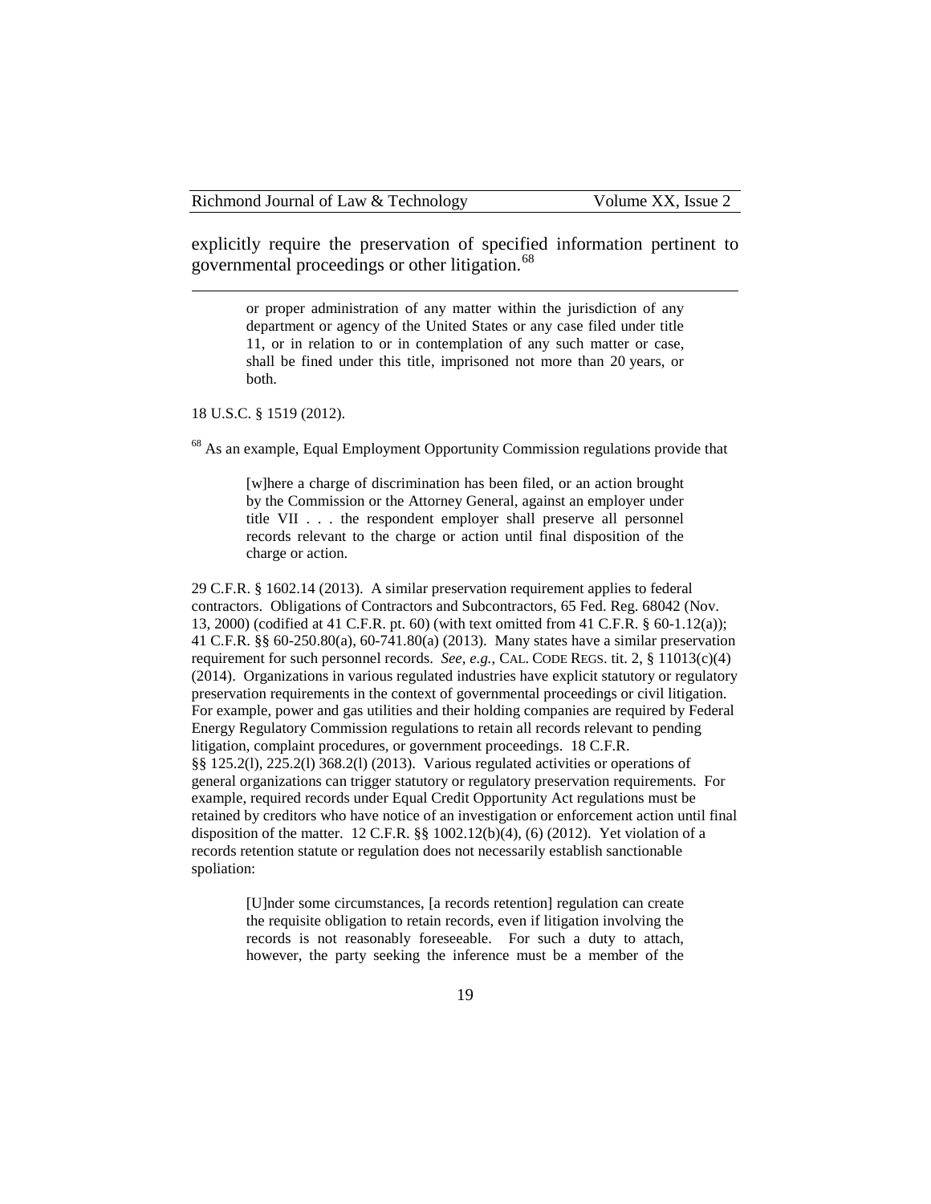explicitly require the preservation of specified information pertinent to governmental proceedings or other litigation.[68]

---

> or proper administration of any matter within the jurisdiction of any department or agency of the United States or any case filed under title 11, or in relation to or in contemplation of any such matter or case, shall be fined under this title, imprisoned not more than 20 years, or both.

18 U.S.C. § 1519 (2012).

[68] As an example, Equal Employment Opportunity Commission regulations provide that

> [w]here a charge of discrimination has been filed, or an action brought by the Commission or the Attorney General, against an employer under title VII . . . the respondent employer shall preserve all personnel records relevant to the charge or action until final disposition of the charge or action.

29 C.F.R. § 1602.14 (2013). A similar preservation requirement applies to federal contractors. Obligations of Contractors and Subcontractors, 65 Fed. Reg. 68042 (Nov. 13, 2000) (codified at 41 C.F.R. pt. 60) (with text omitted from 41 C.F.R. § 60-1.12(a)); 41 C.F.R. §§ 60-250.80(a), 60-741.80(a) (2013). Many states have a similar preservation requirement for such personnel records. *See, e.g.*, CAL. CODE REGS. tit. 2, § 11013(c)(4) (2014). Organizations in various regulated industries have explicit statutory or regulatory preservation requirements in the context of governmental proceedings or civil litigation. For example, power and gas utilities and their holding companies are required by Federal Energy Regulatory Commission regulations to retain all records relevant to pending litigation, complaint procedures, or government proceedings. 18 C.F.R. §§ 125.2(l), 225.2(l) 368.2(l) (2013). Various regulated activities or operations of general organizations can trigger statutory or regulatory preservation requirements. For example, required records under Equal Credit Opportunity Act regulations must be retained by creditors who have notice of an investigation or enforcement action until final disposition of the matter. 12 C.F.R. §§ 1002.12(b)(4), (6) (2012). Yet violation of a records retention statute or regulation does not necessarily establish sanctionable spoliation:

> [U]nder some circumstances, [a records retention] regulation can create the requisite obligation to retain records, even if litigation involving the records is not reasonably foreseeable. For such a duty to attach, however, the party seeking the inference must be a member of the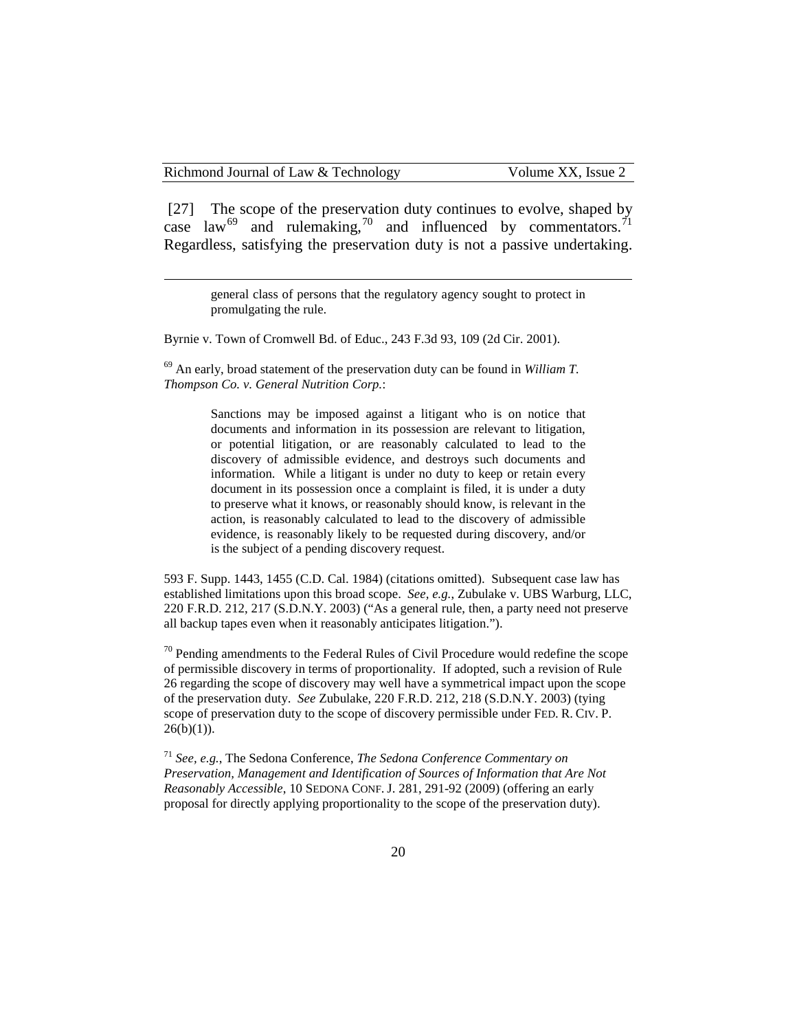[27] The scope of the preservation duty continues to evolve, shaped by case law[69] and rulemaking,[70] and influenced by commentators.[71] Regardless, satisfying the preservation duty is not a passive undertaking.

---

> general class of persons that the regulatory agency sought to protect in promulgating the rule.

Byrnie v. Town of Cromwell Bd. of Educ., 243 F.3d 93, 109 (2d Cir. 2001).

[69] An early, broad statement of the preservation duty can be found in *William T. Thompson Co. v. General Nutrition Corp.*:

> Sanctions may be imposed against a litigant who is on notice that documents and information in its possession are relevant to litigation, or potential litigation, or are reasonably calculated to lead to the discovery of admissible evidence, and destroys such documents and information. While a litigant is under no duty to keep or retain every document in its possession once a complaint is filed, it is under a duty to preserve what it knows, or reasonably should know, is relevant in the action, is reasonably calculated to lead to the discovery of admissible evidence, is reasonably likely to be requested during discovery, and/or is the subject of a pending discovery request.

593 F. Supp. 1443, 1455 (C.D. Cal. 1984) (citations omitted). Subsequent case law has established limitations upon this broad scope. *See, e.g.*, Zubulake v. UBS Warburg, LLC, 220 F.R.D. 212, 217 (S.D.N.Y. 2003) ("As a general rule, then, a party need not preserve all backup tapes even when it reasonably anticipates litigation.").

[70] Pending amendments to the Federal Rules of Civil Procedure would redefine the scope of permissible discovery in terms of proportionality. If adopted, such a revision of Rule 26 regarding the scope of discovery may well have a symmetrical impact upon the scope of the preservation duty. *See* Zubulake, 220 F.R.D. 212, 218 (S.D.N.Y. 2003) (tying scope of preservation duty to the scope of discovery permissible under FED. R. CIV. P. 26(b)(1)).

[71] *See, e.g.*, The Sedona Conference, *The Sedona Conference Commentary on Preservation, Management and Identification of Sources of Information that Are Not Reasonably Accessible*, 10 SEDONA CONF. J. 281, 291-92 (2009) (offering an early proposal for directly applying proportionality to the scope of the preservation duty).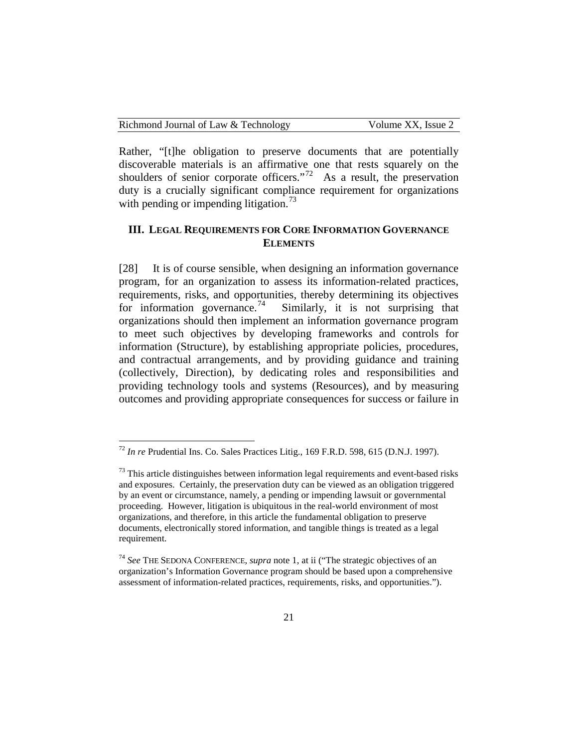Rather, "[t]he obligation to preserve documents that are potentially discoverable materials is an affirmative one that rests squarely on the shoulders of senior corporate officers."[72] As a result, the preservation duty is a crucially significant compliance requirement for organizations with pending or impending litigation.[73]

## III. LEGAL REQUIREMENTS FOR CORE INFORMATION GOVERNANCE ELEMENTS

[28] It is of course sensible, when designing an information governance program, for an organization to assess its information-related practices, requirements, risks, and opportunities, thereby determining its objectives for information governance.[74] Similarly, it is not surprising that organizations should then implement an information governance program to meet such objectives by developing frameworks and controls for information (Structure), by establishing appropriate policies, procedures, and contractual arrangements, and by providing guidance and training (collectively, Direction), by dedicating roles and responsibilities and providing technology tools and systems (Resources), and by measuring outcomes and providing appropriate consequences for success or failure in

---

[72] *In re* Prudential Ins. Co. Sales Practices Litig., 169 F.R.D. 598, 615 (D.N.J. 1997).

[73] This article distinguishes between information legal requirements and event-based risks and exposures. Certainly, the preservation duty can be viewed as an obligation triggered by an event or circumstance, namely, a pending or impending lawsuit or governmental proceeding. However, litigation is ubiquitous in the real-world environment of most organizations, and therefore, in this article the fundamental obligation to preserve documents, electronically stored information, and tangible things is treated as a legal requirement.

[74] *See* THE SEDONA CONFERENCE, *supra* note 1, at ii ("The strategic objectives of an organization's Information Governance program should be based upon a comprehensive assessment of information-related practices, requirements, risks, and opportunities.").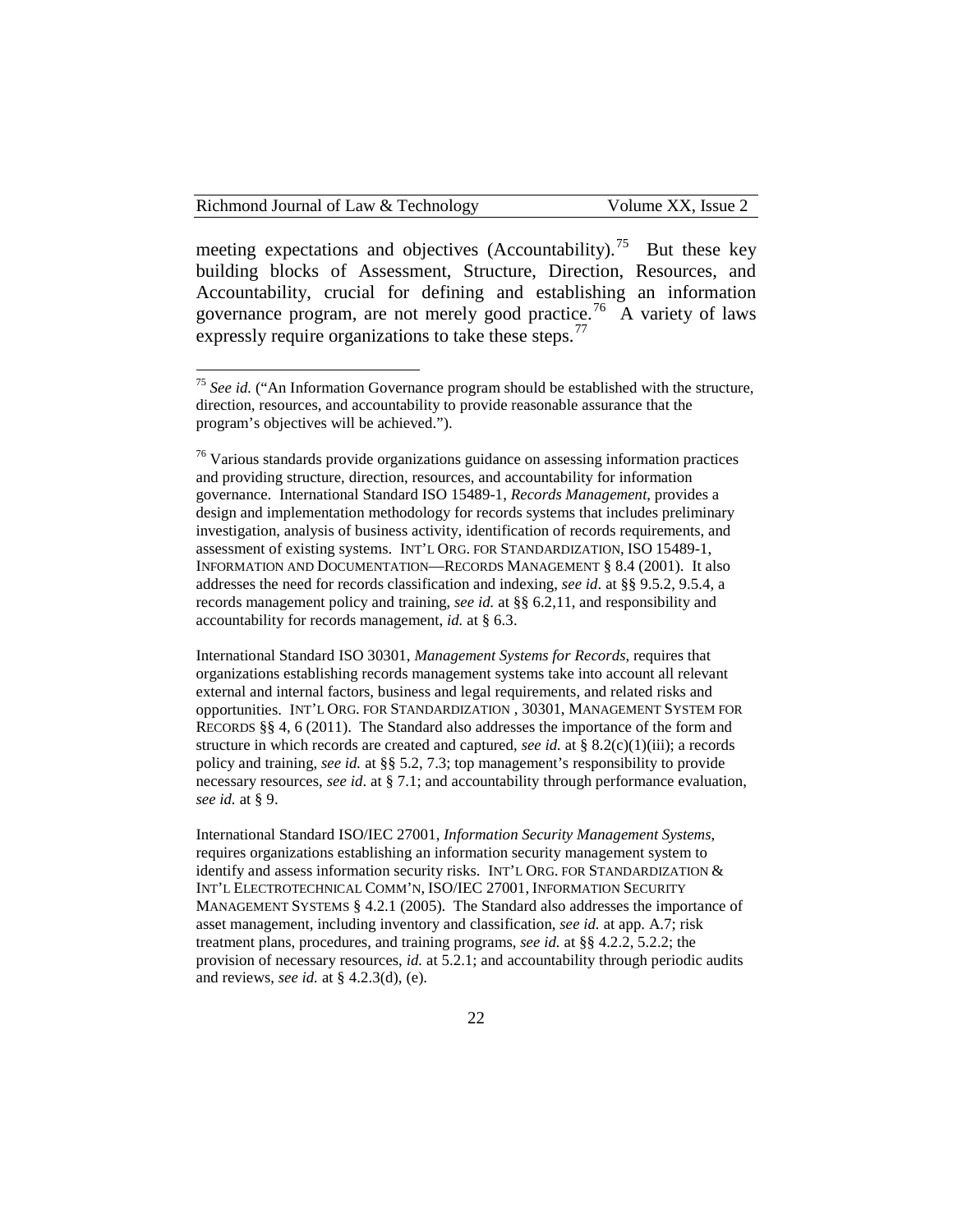meeting expectations and objectives (Accountability).[75] But these key building blocks of Assessment, Structure, Direction, Resources, and Accountability, crucial for defining and establishing an information governance program, are not merely good practice.[76] A variety of laws expressly require organizations to take these steps.[77]

---

[75] *See id.* ("An Information Governance program should be established with the structure, direction, resources, and accountability to provide reasonable assurance that the program's objectives will be achieved.").

[76] Various standards provide organizations guidance on assessing information practices and providing structure, direction, resources, and accountability for information governance. International Standard ISO 15489-1, *Records Management*, provides a design and implementation methodology for records systems that includes preliminary investigation, analysis of business activity, identification of records requirements, and assessment of existing systems. INT'L ORG. FOR STANDARDIZATION, ISO 15489-1, INFORMATION AND DOCUMENTATION—RECORDS MANAGEMENT § 8.4 (2001). It also addresses the need for records classification and indexing, *see id*. at §§ 9.5.2, 9.5.4, a records management policy and training, *see id.* at §§ 6.2,11, and responsibility and accountability for records management, *id.* at § 6.3.

International Standard ISO 30301, *Management Systems for Records*, requires that organizations establishing records management systems take into account all relevant external and internal factors, business and legal requirements, and related risks and opportunities. INT'L ORG. FOR STANDARDIZATION , 30301, MANAGEMENT SYSTEM FOR RECORDS §§ 4, 6 (2011). The Standard also addresses the importance of the form and structure in which records are created and captured, *see id.* at § 8.2(c)(1)(iii); a records policy and training, *see id.* at §§ 5.2, 7.3; top management's responsibility to provide necessary resources, *see id*. at § 7.1; and accountability through performance evaluation, *see id.* at § 9.

International Standard ISO/IEC 27001, *Information Security Management Systems*, requires organizations establishing an information security management system to identify and assess information security risks. INT'L ORG. FOR STANDARDIZATION & INT'L ELECTROTECHNICAL COMM'N, ISO/IEC 27001, INFORMATION SECURITY MANAGEMENT SYSTEMS § 4.2.1 (2005). The Standard also addresses the importance of asset management, including inventory and classification, *see id.* at app. A.7; risk treatment plans, procedures, and training programs, *see id.* at §§ 4.2.2, 5.2.2; the provision of necessary resources, *id.* at 5.2.1; and accountability through periodic audits and reviews, *see id.* at § 4.2.3(d), (e).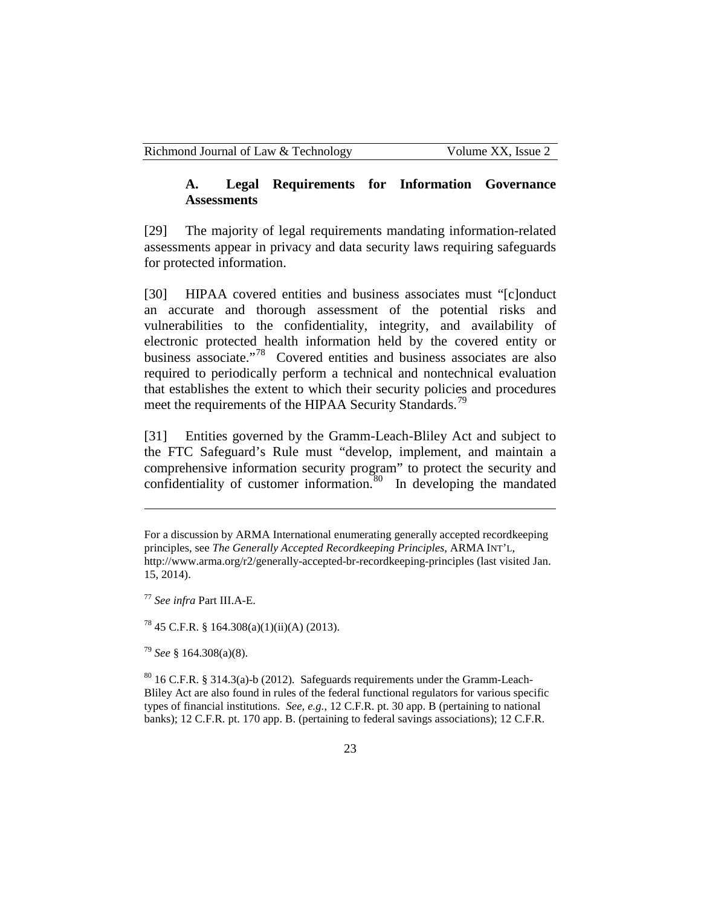### A. Legal Requirements for Information Governance Assessments

[29] The majority of legal requirements mandating information-related assessments appear in privacy and data security laws requiring safeguards for protected information.

[30] HIPAA covered entities and business associates must "[c]onduct an accurate and thorough assessment of the potential risks and vulnerabilities to the confidentiality, integrity, and availability of electronic protected health information held by the covered entity or business associate."[78] Covered entities and business associates are also required to periodically perform a technical and nontechnical evaluation that establishes the extent to which their security policies and procedures meet the requirements of the HIPAA Security Standards.[79]

[31] Entities governed by the Gramm-Leach-Bliley Act and subject to the FTC Safeguard's Rule must "develop, implement, and maintain a comprehensive information security program" to protect the security and confidentiality of customer information.[80] In developing the mandated

---

For a discussion by ARMA International enumerating generally accepted recordkeeping principles, see *The Generally Accepted Recordkeeping Principles*, ARMA INT'L, http://www.arma.org/r2/generally-accepted-br-recordkeeping-principles (last visited Jan. 15, 2014).

[77] *See infra* Part III.A-E.

[78] 45 C.F.R. § 164.308(a)(1)(ii)(A) (2013).

[79] *See* § 164.308(a)(8).

[80] 16 C.F.R. § 314.3(a)-b (2012). Safeguards requirements under the Gramm-Leach-Bliley Act are also found in rules of the federal functional regulators for various specific types of financial institutions. *See, e.g.*, 12 C.F.R. pt. 30 app. B (pertaining to national banks); 12 C.F.R. pt. 170 app. B. (pertaining to federal savings associations); 12 C.F.R.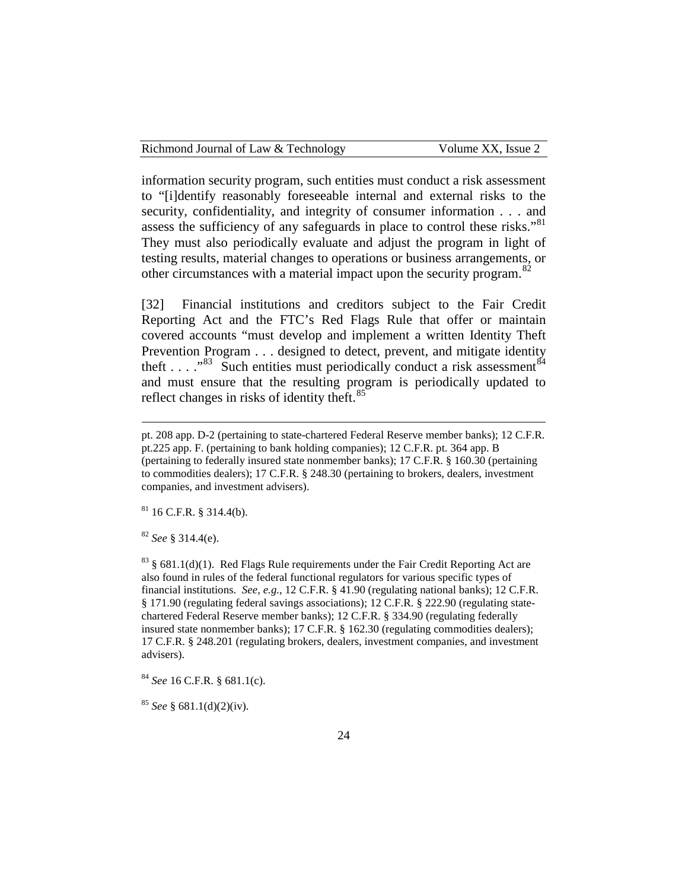information security program, such entities must conduct a risk assessment to "[i]dentify reasonably foreseeable internal and external risks to the security, confidentiality, and integrity of consumer information . . . and assess the sufficiency of any safeguards in place to control these risks."[81] They must also periodically evaluate and adjust the program in light of testing results, material changes to operations or business arrangements, or other circumstances with a material impact upon the security program.[82]

[32] Financial institutions and creditors subject to the Fair Credit Reporting Act and the FTC's Red Flags Rule that offer or maintain covered accounts "must develop and implement a written Identity Theft Prevention Program . . . designed to detect, prevent, and mitigate identity theft . . . ."[83] Such entities must periodically conduct a risk assessment[84] and must ensure that the resulting program is periodically updated to reflect changes in risks of identity theft.[85]

---

pt. 208 app. D-2 (pertaining to state-chartered Federal Reserve member banks); 12 C.F.R. pt.225 app. F. (pertaining to bank holding companies); 12 C.F.R. pt. 364 app. B (pertaining to federally insured state nonmember banks); 17 C.F.R. § 160.30 (pertaining to commodities dealers); 17 C.F.R. § 248.30 (pertaining to brokers, dealers, investment companies, and investment advisers).

[81] 16 C.F.R. § 314.4(b).

[82] *See* § 314.4(e).

[83] § 681.1(d)(1). Red Flags Rule requirements under the Fair Credit Reporting Act are also found in rules of the federal functional regulators for various specific types of financial institutions. *See, e.g.*, 12 C.F.R. § 41.90 (regulating national banks); 12 C.F.R. § 171.90 (regulating federal savings associations); 12 C.F.R. § 222.90 (regulating state-chartered Federal Reserve member banks); 12 C.F.R. § 334.90 (regulating federally insured state nonmember banks); 17 C.F.R. § 162.30 (regulating commodities dealers); 17 C.F.R. § 248.201 (regulating brokers, dealers, investment companies, and investment advisers).

[84] *See* 16 C.F.R. § 681.1(c).

[85] *See* § 681.1(d)(2)(iv).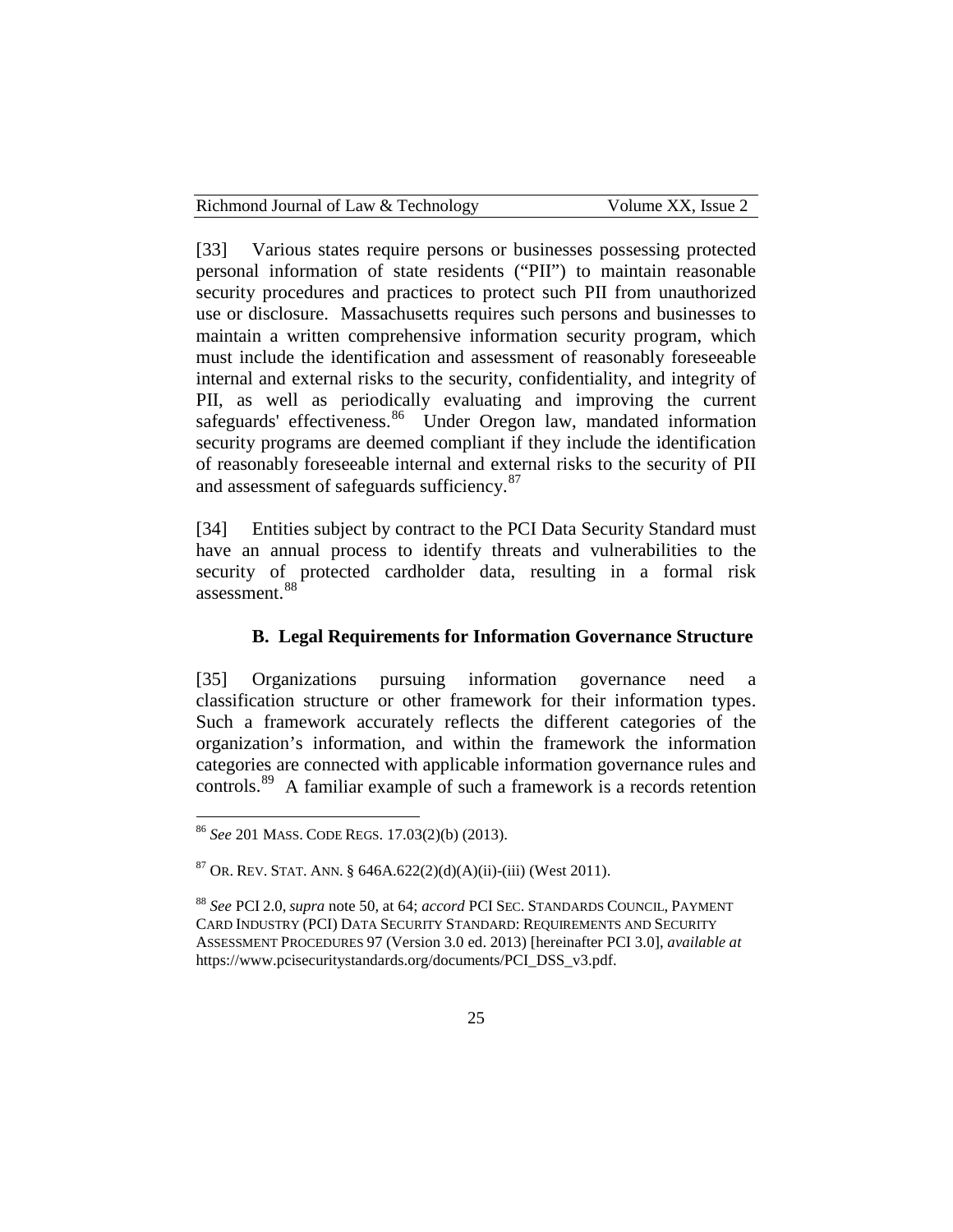[33] Various states require persons or businesses possessing protected personal information of state residents ("PII") to maintain reasonable security procedures and practices to protect such PII from unauthorized use or disclosure. Massachusetts requires such persons and businesses to maintain a written comprehensive information security program, which must include the identification and assessment of reasonably foreseeable internal and external risks to the security, confidentiality, and integrity of PII, as well as periodically evaluating and improving the current safeguards' effectiveness.[86] Under Oregon law, mandated information security programs are deemed compliant if they include the identification of reasonably foreseeable internal and external risks to the security of PII and assessment of safeguards sufficiency.[87]

[34] Entities subject by contract to the PCI Data Security Standard must have an annual process to identify threats and vulnerabilities to the security of protected cardholder data, resulting in a formal risk assessment.[88]

### B. Legal Requirements for Information Governance Structure

[35] Organizations pursuing information governance need a classification structure or other framework for their information types. Such a framework accurately reflects the different categories of the organization's information, and within the framework the information categories are connected with applicable information governance rules and controls.[89] A familiar example of such a framework is a records retention

---

[86] *See* 201 MASS. CODE REGS. 17.03(2)(b) (2013).

[87] OR. REV. STAT. ANN. § 646A.622(2)(d)(A)(ii)-(iii) (West 2011).

[88] *See* PCI 2.0, *supra* note 50, at 64; *accord* PCI SEC. STANDARDS COUNCIL, PAYMENT CARD INDUSTRY (PCI) DATA SECURITY STANDARD: REQUIREMENTS AND SECURITY ASSESSMENT PROCEDURES 97 (Version 3.0 ed. 2013) [hereinafter PCI 3.0], *available at* https://www.pcisecuritystandards.org/documents/PCI_DSS_v3.pdf.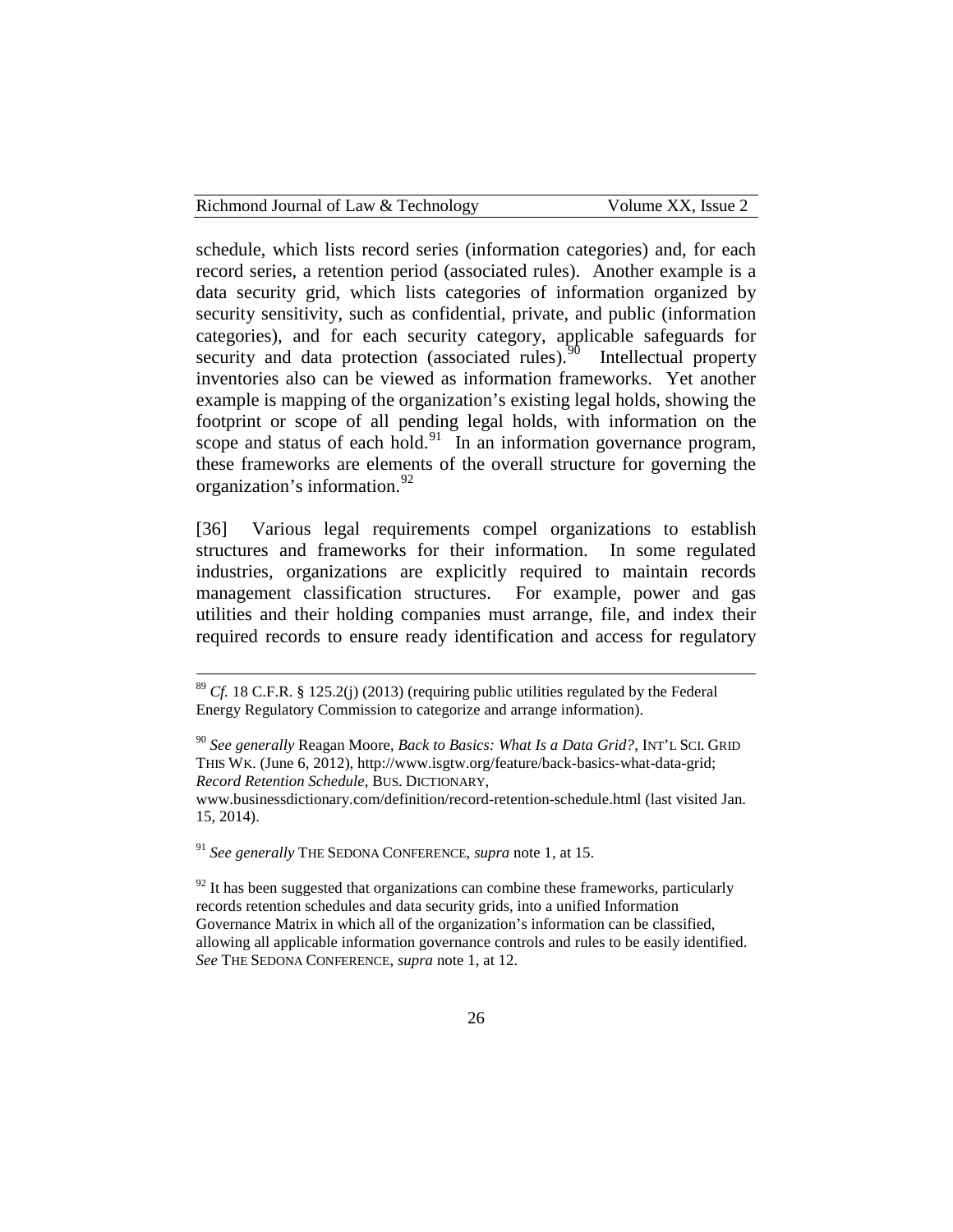schedule, which lists record series (information categories) and, for each record series, a retention period (associated rules). Another example is a data security grid, which lists categories of information organized by security sensitivity, such as confidential, private, and public (information categories), and for each security category, applicable safeguards for security and data protection (associated rules).[90] Intellectual property inventories also can be viewed as information frameworks. Yet another example is mapping of the organization's existing legal holds, showing the footprint or scope of all pending legal holds, with information on the scope and status of each hold.[91] In an information governance program, these frameworks are elements of the overall structure for governing the organization's information.[92]

[36] Various legal requirements compel organizations to establish structures and frameworks for their information. In some regulated industries, organizations are explicitly required to maintain records management classification structures. For example, power and gas utilities and their holding companies must arrange, file, and index their required records to ensure ready identification and access for regulatory

---

[89] *Cf.* 18 C.F.R. § 125.2(j) (2013) (requiring public utilities regulated by the Federal Energy Regulatory Commission to categorize and arrange information).

[90] *See generally* Reagan Moore, *Back to Basics: What Is a Data Grid?*, INT'L SCI. GRID THIS WK. (June 6, 2012), http://www.isgtw.org/feature/back-basics-what-data-grid; *Record Retention Schedule*, BUS. DICTIONARY, www.businessdictionary.com/definition/record-retention-schedule.html (last visited Jan. 15, 2014).

[91] *See generally* THE SEDONA CONFERENCE, *supra* note 1, at 15.

[92] It has been suggested that organizations can combine these frameworks, particularly records retention schedules and data security grids, into a unified Information Governance Matrix in which all of the organization's information can be classified, allowing all applicable information governance controls and rules to be easily identified. *See* THE SEDONA CONFERENCE, *supra* note 1, at 12.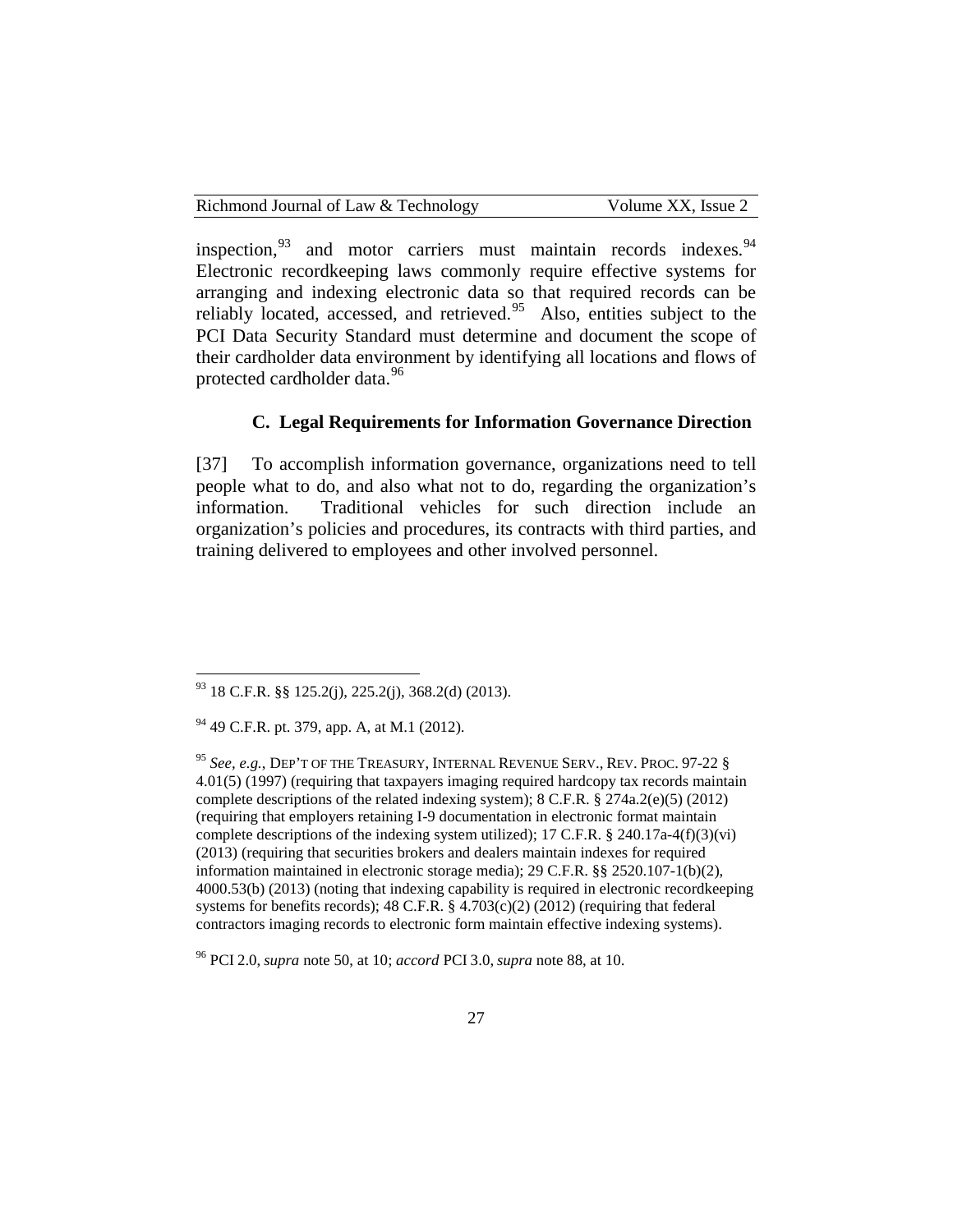inspection,[93] and motor carriers must maintain records indexes.[94] Electronic recordkeeping laws commonly require effective systems for arranging and indexing electronic data so that required records can be reliably located, accessed, and retrieved.[95] Also, entities subject to the PCI Data Security Standard must determine and document the scope of their cardholder data environment by identifying all locations and flows of protected cardholder data.[96]

### C. Legal Requirements for Information Governance Direction

[37] To accomplish information governance, organizations need to tell people what to do, and also what not to do, regarding the organization's information. Traditional vehicles for such direction include an organization's policies and procedures, its contracts with third parties, and training delivered to employees and other involved personnel.

---

[93] 18 C.F.R. §§ 125.2(j), 225.2(j), 368.2(d) (2013).

[94] 49 C.F.R. pt. 379, app. A, at M.1 (2012).

[95] *See, e.g.*, DEP'T OF THE TREASURY, INTERNAL REVENUE SERV., REV. PROC. 97-22 § 4.01(5) (1997) (requiring that taxpayers imaging required hardcopy tax records maintain complete descriptions of the related indexing system); 8 C.F.R. § 274a.2(e)(5) (2012) (requiring that employers retaining I-9 documentation in electronic format maintain complete descriptions of the indexing system utilized); 17 C.F.R. § 240.17a-4(f)(3)(vi) (2013) (requiring that securities brokers and dealers maintain indexes for required information maintained in electronic storage media); 29 C.F.R. §§ 2520.107-1(b)(2), 4000.53(b) (2013) (noting that indexing capability is required in electronic recordkeeping systems for benefits records); 48 C.F.R. § 4.703(c)(2) (2012) (requiring that federal contractors imaging records to electronic form maintain effective indexing systems).

[96] PCI 2.0, *supra* note 50, at 10; *accord* PCI 3.0, *supra* note 88, at 10.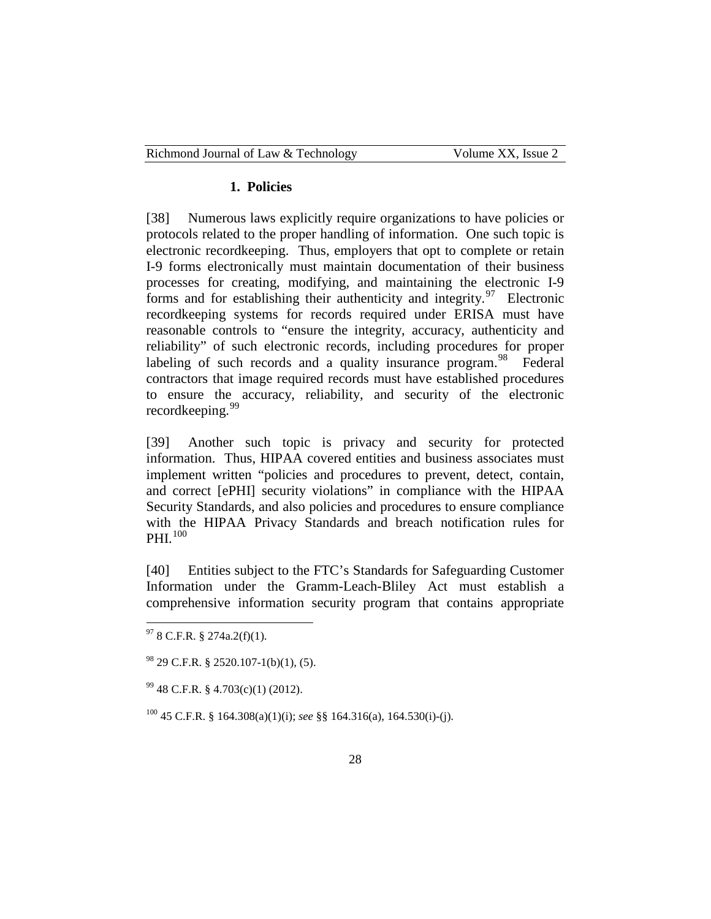### 1. Policies

[38] Numerous laws explicitly require organizations to have policies or protocols related to the proper handling of information. One such topic is electronic recordkeeping. Thus, employers that opt to complete or retain I-9 forms electronically must maintain documentation of their business processes for creating, modifying, and maintaining the electronic I-9 forms and for establishing their authenticity and integrity.[97] Electronic recordkeeping systems for records required under ERISA must have reasonable controls to "ensure the integrity, accuracy, authenticity and reliability" of such electronic records, including procedures for proper labeling of such records and a quality insurance program.[98] Federal contractors that image required records must have established procedures to ensure the accuracy, reliability, and security of the electronic recordkeeping.[99]

[39] Another such topic is privacy and security for protected information. Thus, HIPAA covered entities and business associates must implement written "policies and procedures to prevent, detect, contain, and correct [ePHI] security violations" in compliance with the HIPAA Security Standards, and also policies and procedures to ensure compliance with the HIPAA Privacy Standards and breach notification rules for PHI.[100]

[40] Entities subject to the FTC's Standards for Safeguarding Customer Information under the Gramm-Leach-Bliley Act must establish a comprehensive information security program that contains appropriate

---

[97] 8 C.F.R. § 274a.2(f)(1).

[98] 29 C.F.R. § 2520.107-1(b)(1), (5).

[99] 48 C.F.R. § 4.703(c)(1) (2012).

[100] 45 C.F.R. § 164.308(a)(1)(i); *see* §§ 164.316(a), 164.530(i)-(j).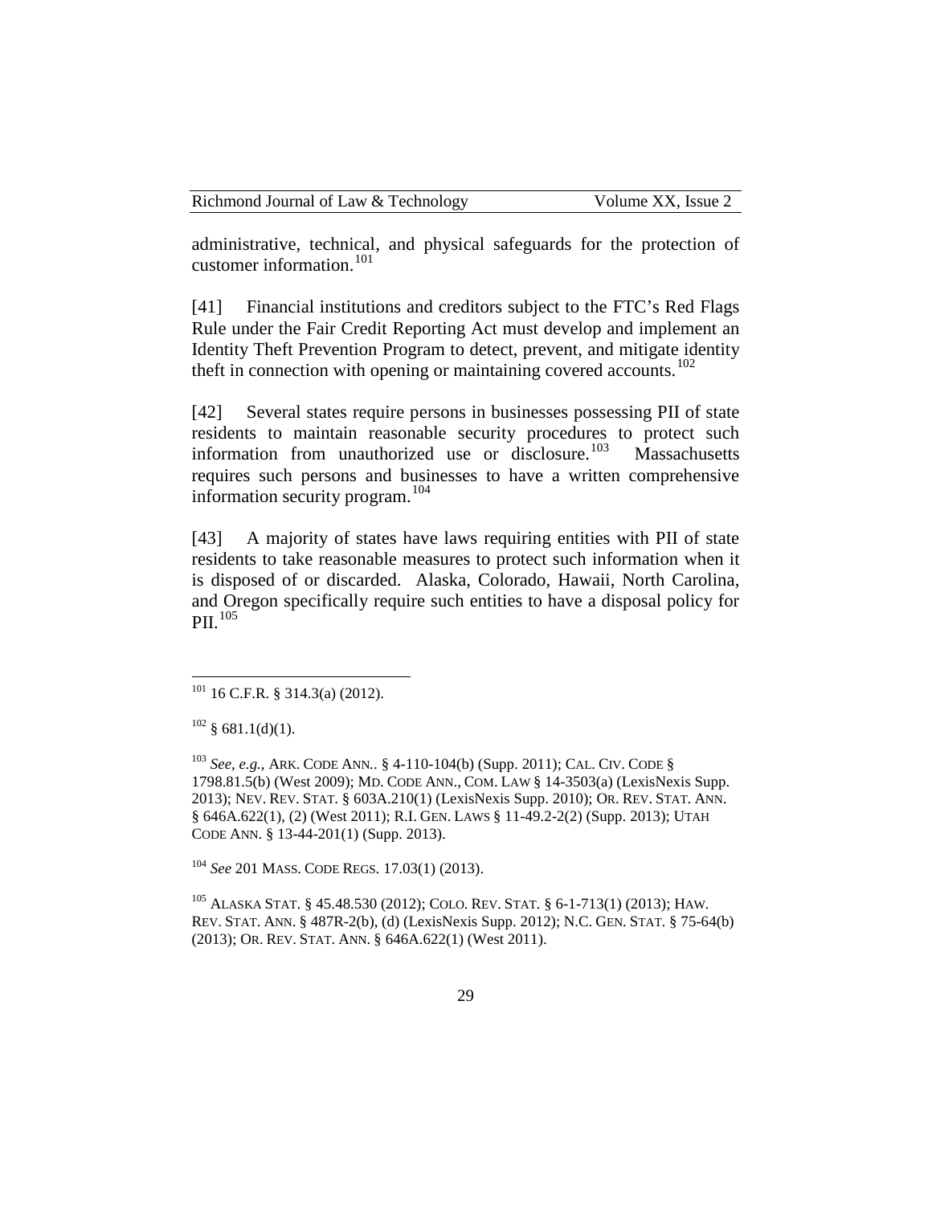administrative, technical, and physical safeguards for the protection of customer information.[101]

[41] Financial institutions and creditors subject to the FTC's Red Flags Rule under the Fair Credit Reporting Act must develop and implement an Identity Theft Prevention Program to detect, prevent, and mitigate identity theft in connection with opening or maintaining covered accounts.[102]

[42] Several states require persons in businesses possessing PII of state residents to maintain reasonable security procedures to protect such information from unauthorized use or disclosure.[103] Massachusetts requires such persons and businesses to have a written comprehensive information security program.[104]

[43] A majority of states have laws requiring entities with PII of state residents to take reasonable measures to protect such information when it is disposed of or discarded. Alaska, Colorado, Hawaii, North Carolina, and Oregon specifically require such entities to have a disposal policy for PII.[105]

---

[101] 16 C.F.R. § 314.3(a) (2012).

[102] § 681.1(d)(1).

[103] *See, e.g.*, ARK. CODE ANN.. § 4-110-104(b) (Supp. 2011); CAL. CIV. CODE § 1798.81.5(b) (West 2009); MD. CODE ANN., COM. LAW § 14-3503(a) (LexisNexis Supp. 2013); NEV. REV. STAT. § 603A.210(1) (LexisNexis Supp. 2010); OR. REV. STAT. ANN. § 646A.622(1), (2) (West 2011); R.I. GEN. LAWS § 11-49.2-2(2) (Supp. 2013); UTAH CODE ANN. § 13-44-201(1) (Supp. 2013).

[104] *See* 201 MASS. CODE REGS. 17.03(1) (2013).

[105] ALASKA STAT. § 45.48.530 (2012); COLO. REV. STAT. § 6-1-713(1) (2013); HAW. REV. STAT. ANN. § 487R-2(b), (d) (LexisNexis Supp. 2012); N.C. GEN. STAT. § 75-64(b) (2013); OR. REV. STAT. ANN. § 646A.622(1) (West 2011).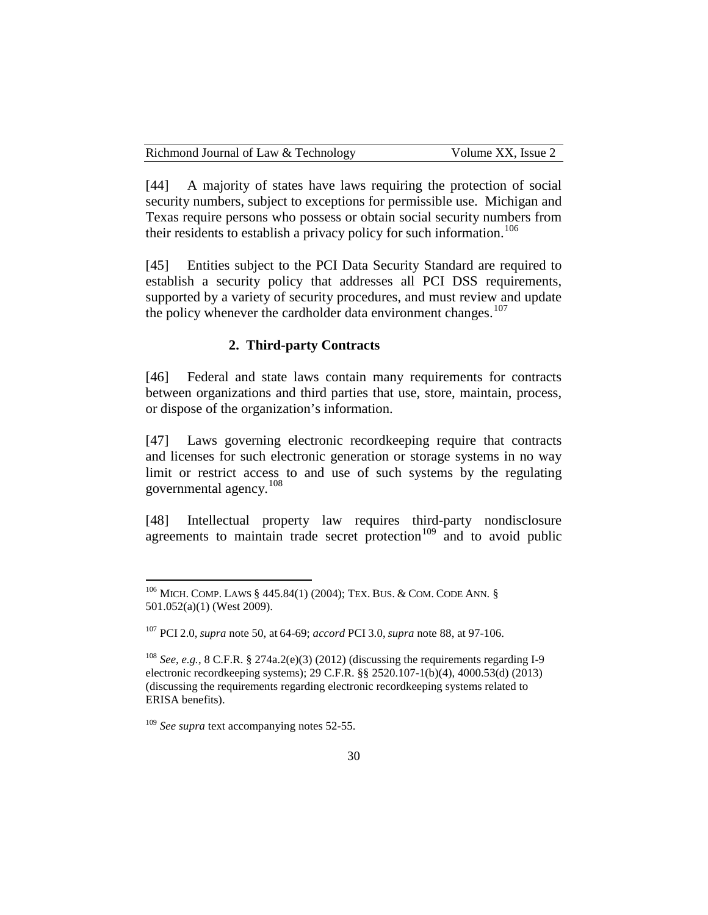[44] A majority of states have laws requiring the protection of social security numbers, subject to exceptions for permissible use. Michigan and Texas require persons who possess or obtain social security numbers from their residents to establish a privacy policy for such information.[106]

[45] Entities subject to the PCI Data Security Standard are required to establish a security policy that addresses all PCI DSS requirements, supported by a variety of security procedures, and must review and update the policy whenever the cardholder data environment changes.[107]

### 2. Third-party Contracts

[46] Federal and state laws contain many requirements for contracts between organizations and third parties that use, store, maintain, process, or dispose of the organization's information.

[47] Laws governing electronic recordkeeping require that contracts and licenses for such electronic generation or storage systems in no way limit or restrict access to and use of such systems by the regulating governmental agency.[108]

[48] Intellectual property law requires third-party nondisclosure agreements to maintain trade secret protection[109] and to avoid public

---

[106] MICH. COMP. LAWS § 445.84(1) (2004); TEX. BUS. & COM. CODE ANN. § 501.052(a)(1) (West 2009).

[107] PCI 2.0, *supra* note 50, at 64-69; *accord* PCI 3.0, *supra* note 88, at 97-106.

[108] *See, e.g.*, 8 C.F.R. § 274a.2(e)(3) (2012) (discussing the requirements regarding I-9 electronic recordkeeping systems); 29 C.F.R. §§ 2520.107-1(b)(4), 4000.53(d) (2013) (discussing the requirements regarding electronic recordkeeping systems related to ERISA benefits).

[109] *See supra* text accompanying notes 52-55.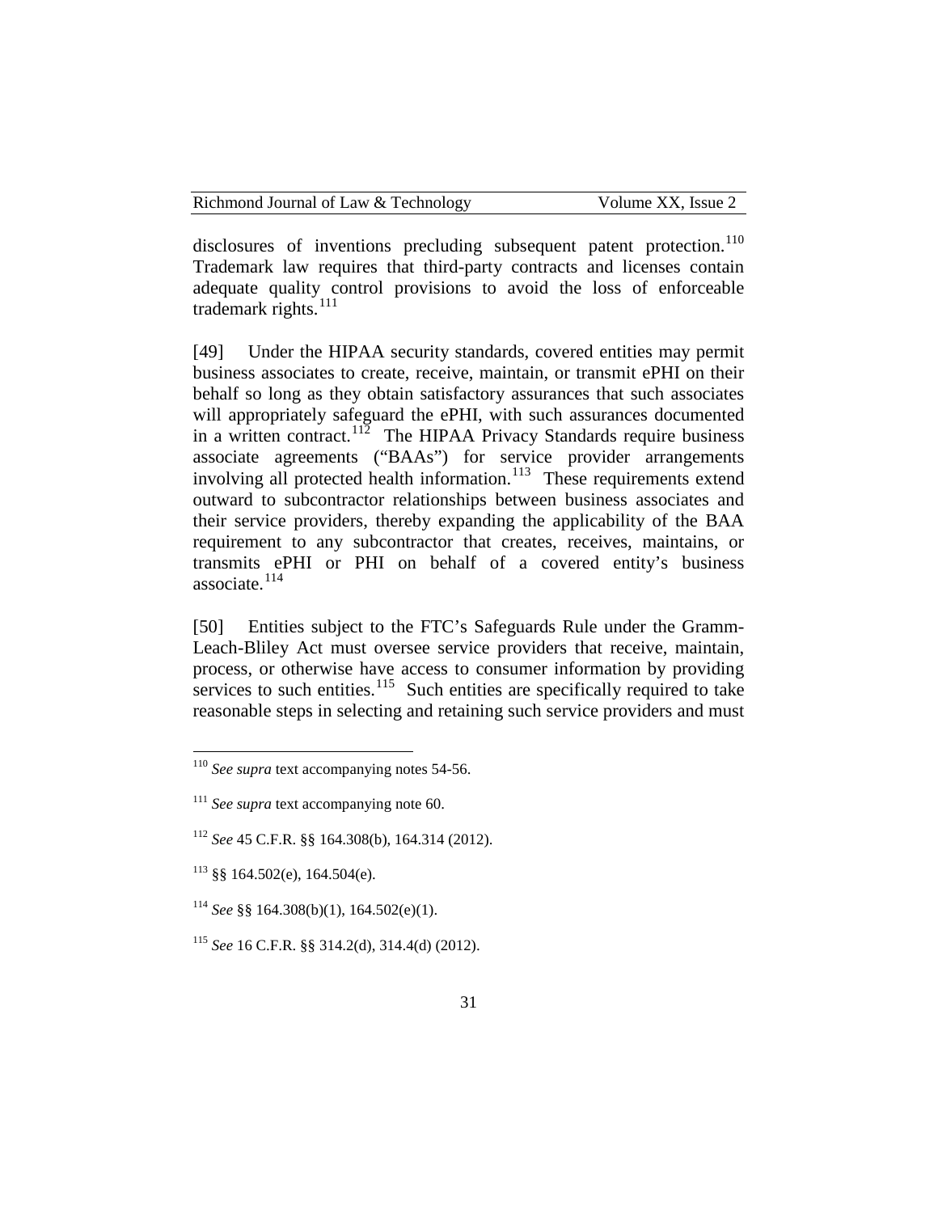disclosures of inventions precluding subsequent patent protection.[110] Trademark law requires that third-party contracts and licenses contain adequate quality control provisions to avoid the loss of enforceable trademark rights.[111]

[49] Under the HIPAA security standards, covered entities may permit business associates to create, receive, maintain, or transmit ePHI on their behalf so long as they obtain satisfactory assurances that such associates will appropriately safeguard the ePHI, with such assurances documented in a written contract.[112] The HIPAA Privacy Standards require business associate agreements ("BAAs") for service provider arrangements involving all protected health information.[113] These requirements extend outward to subcontractor relationships between business associates and their service providers, thereby expanding the applicability of the BAA requirement to any subcontractor that creates, receives, maintains, or transmits ePHI or PHI on behalf of a covered entity's business associate.[114]

[50] Entities subject to the FTC's Safeguards Rule under the Gramm-Leach-Bliley Act must oversee service providers that receive, maintain, process, or otherwise have access to consumer information by providing services to such entities.[115] Such entities are specifically required to take reasonable steps in selecting and retaining such service providers and must

---

[110] *See supra* text accompanying notes 54-56.

[111] *See supra* text accompanying note 60.

[112] *See* 45 C.F.R. §§ 164.308(b), 164.314 (2012).

[113] §§ 164.502(e), 164.504(e).

[114] *See* §§ 164.308(b)(1), 164.502(e)(1).

[115] *See* 16 C.F.R. §§ 314.2(d), 314.4(d) (2012).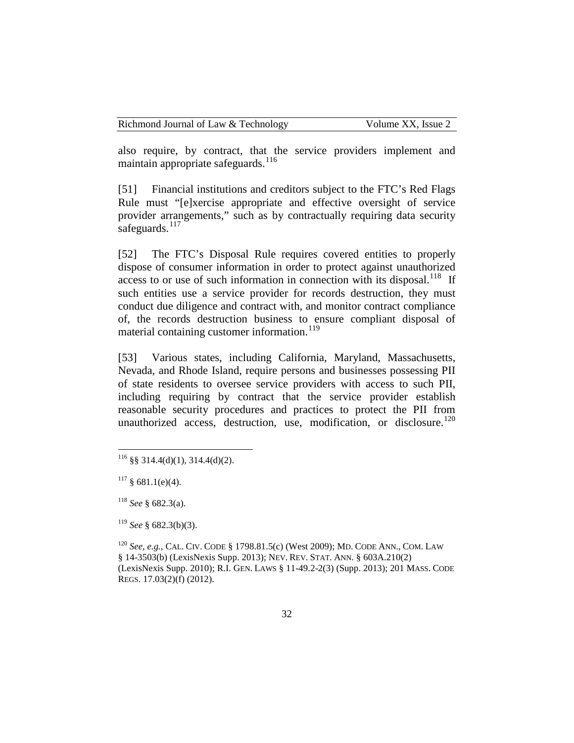also require, by contract, that the service providers implement and maintain appropriate safeguards.[116]

[51] Financial institutions and creditors subject to the FTC's Red Flags Rule must "[e]xercise appropriate and effective oversight of service provider arrangements," such as by contractually requiring data security safeguards.[117]

[52] The FTC's Disposal Rule requires covered entities to properly dispose of consumer information in order to protect against unauthorized access to or use of such information in connection with its disposal.[118] If such entities use a service provider for records destruction, they must conduct due diligence and contract with, and monitor contract compliance of, the records destruction business to ensure compliant disposal of material containing customer information.[119]

[53] Various states, including California, Maryland, Massachusetts, Nevada, and Rhode Island, require persons and businesses possessing PII of state residents to oversee service providers with access to such PII, including requiring by contract that the service provider establish reasonable security procedures and practices to protect the PII from unauthorized access, destruction, use, modification, or disclosure.[120]

---

[116] §§ 314.4(d)(1), 314.4(d)(2).

[117] § 681.1(e)(4).

[118] *See* § 682.3(a).

[119] *See* § 682.3(b)(3).

[120] *See, e.g.*, CAL. CIV. CODE § 1798.81.5(c) (West 2009); MD. CODE ANN., COM. LAW § 14-3503(b) (LexisNexis Supp. 2013); NEV. REV. STAT. ANN. § 603A.210(2) (LexisNexis Supp. 2010); R.I. GEN. LAWS § 11-49.2-2(3) (Supp. 2013); 201 MASS. CODE REGS. 17.03(2)(f) (2012).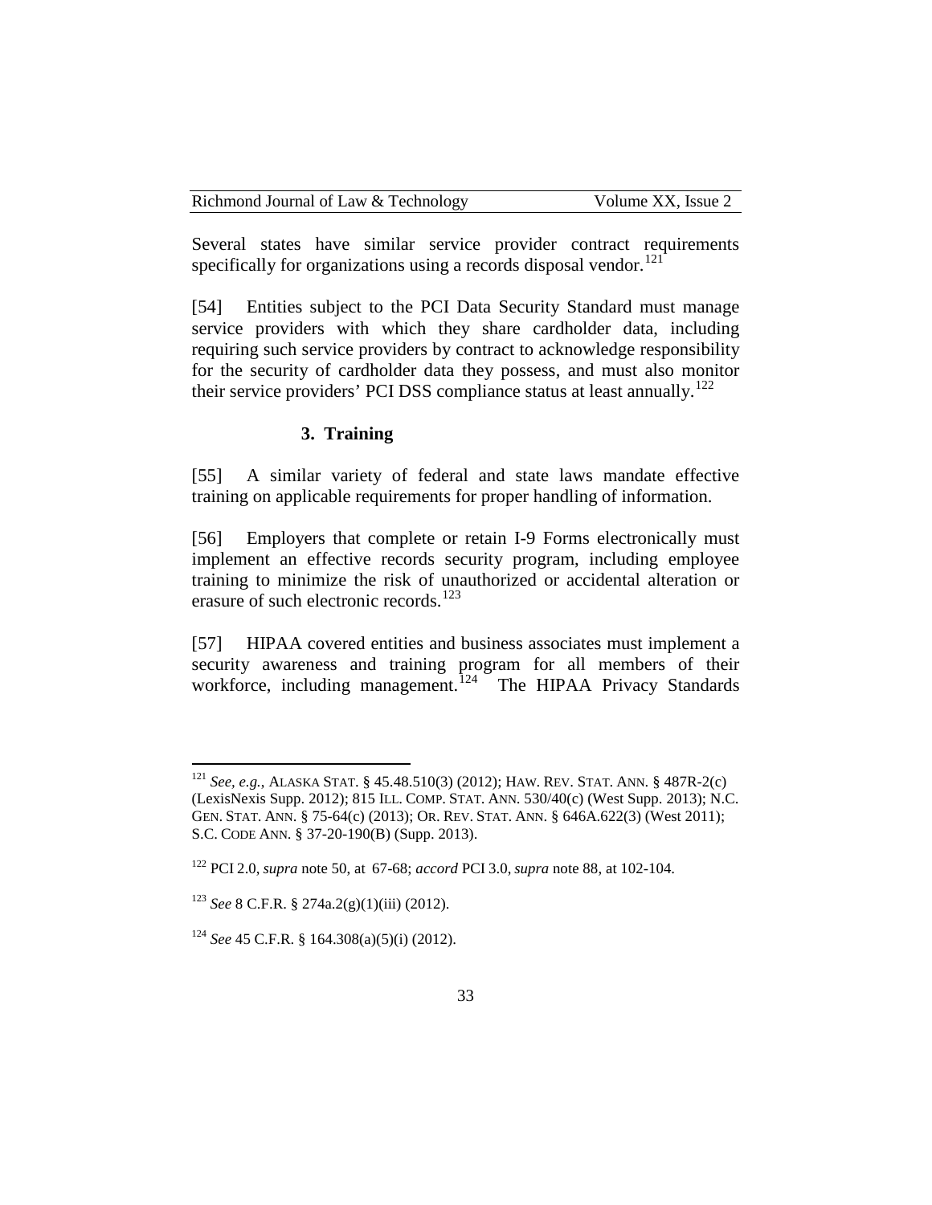Several states have similar service provider contract requirements specifically for organizations using a records disposal vendor.[121]

[54] Entities subject to the PCI Data Security Standard must manage service providers with which they share cardholder data, including requiring such service providers by contract to acknowledge responsibility for the security of cardholder data they possess, and must also monitor their service providers' PCI DSS compliance status at least annually.[122]

### 3. Training

[55] A similar variety of federal and state laws mandate effective training on applicable requirements for proper handling of information.

[56] Employers that complete or retain I-9 Forms electronically must implement an effective records security program, including employee training to minimize the risk of unauthorized or accidental alteration or erasure of such electronic records.[123]

[57] HIPAA covered entities and business associates must implement a security awareness and training program for all members of their workforce, including management.[124] The HIPAA Privacy Standards

---

[121] *See, e.g.*, ALASKA STAT. § 45.48.510(3) (2012); HAW. REV. STAT. ANN. § 487R-2(c) (LexisNexis Supp. 2012); 815 ILL. COMP. STAT. ANN. 530/40(c) (West Supp. 2013); N.C. GEN. STAT. ANN. § 75-64(c) (2013); OR. REV. STAT. ANN. § 646A.622(3) (West 2011); S.C. CODE ANN. § 37-20-190(B) (Supp. 2013).

[122] PCI 2.0, *supra* note 50, at 67-68; *accord* PCI 3.0, *supra* note 88, at 102-104.

[123] *See* 8 C.F.R. § 274a.2(g)(1)(iii) (2012).

[124] *See* 45 C.F.R. § 164.308(a)(5)(i) (2012).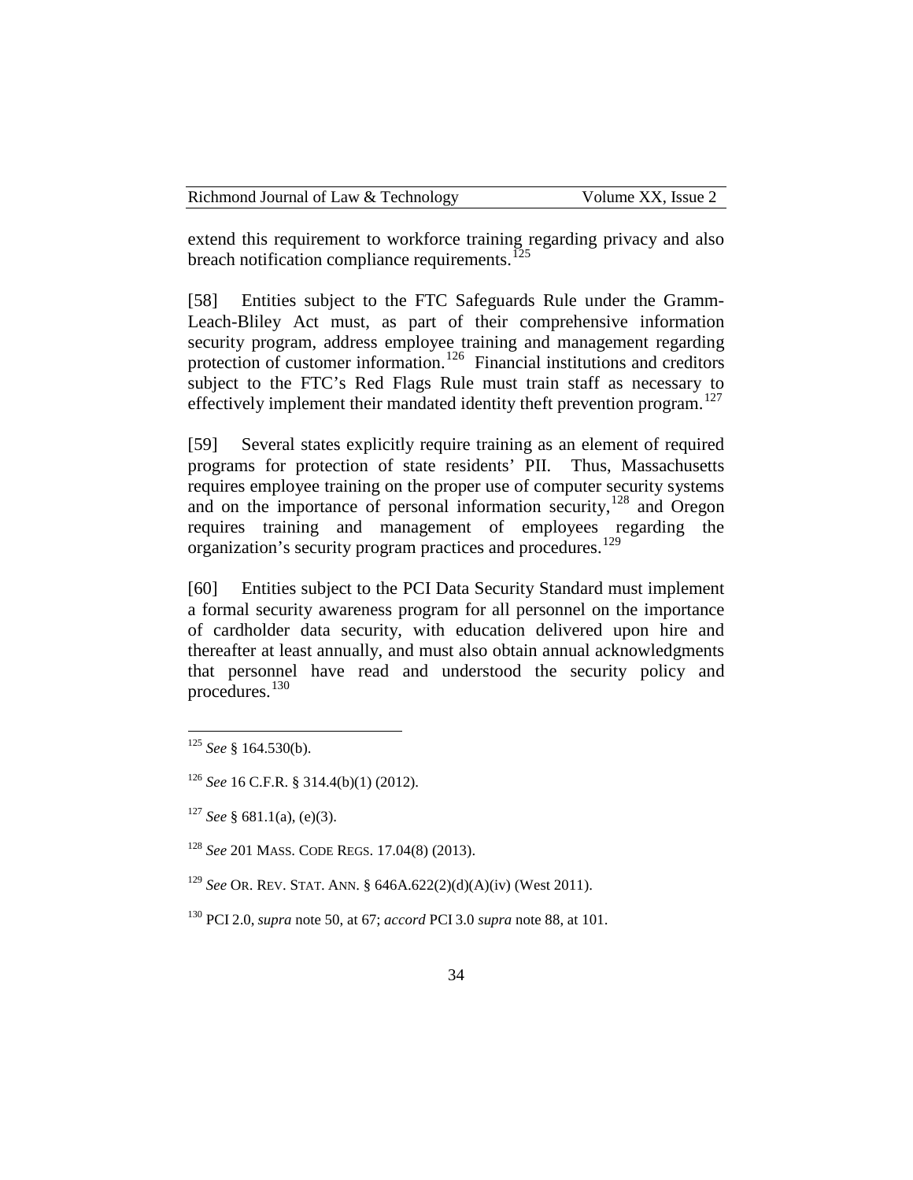extend this requirement to workforce training regarding privacy and also breach notification compliance requirements.[125]

[58] Entities subject to the FTC Safeguards Rule under the Gramm-Leach-Bliley Act must, as part of their comprehensive information security program, address employee training and management regarding protection of customer information.[126] Financial institutions and creditors subject to the FTC's Red Flags Rule must train staff as necessary to effectively implement their mandated identity theft prevention program.[127]

[59] Several states explicitly require training as an element of required programs for protection of state residents' PII. Thus, Massachusetts requires employee training on the proper use of computer security systems and on the importance of personal information security,[128] and Oregon requires training and management of employees regarding the organization's security program practices and procedures.[129]

[60] Entities subject to the PCI Data Security Standard must implement a formal security awareness program for all personnel on the importance of cardholder data security, with education delivered upon hire and thereafter at least annually, and must also obtain annual acknowledgments that personnel have read and understood the security policy and procedures.[130]

---

[125] *See* § 164.530(b).

[126] *See* 16 C.F.R. § 314.4(b)(1) (2012).

[127] *See* § 681.1(a), (e)(3).

[128] *See* 201 MASS. CODE REGS. 17.04(8) (2013).

[129] *See* OR. REV. STAT. ANN. § 646A.622(2)(d)(A)(iv) (West 2011).

[130] PCI 2.0, *supra* note 50, at 67; *accord* PCI 3.0 *supra* note 88, at 101.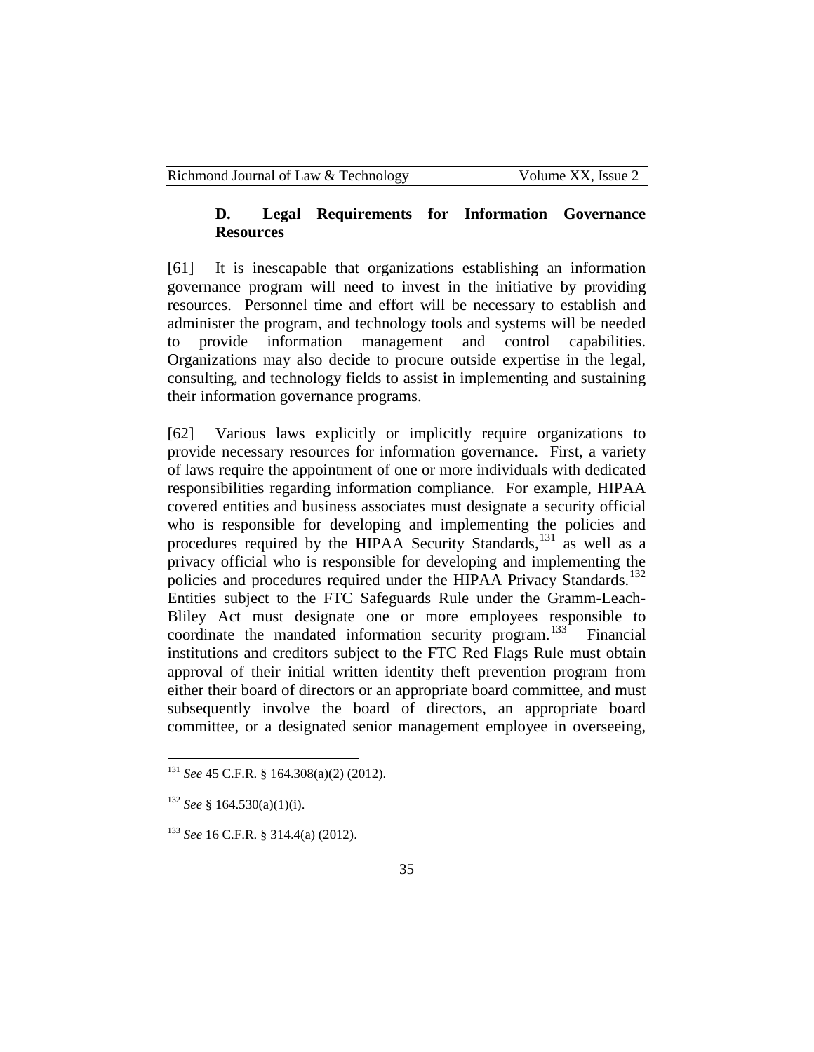### D. Legal Requirements for Information Governance Resources

[61] It is inescapable that organizations establishing an information governance program will need to invest in the initiative by providing resources. Personnel time and effort will be necessary to establish and administer the program, and technology tools and systems will be needed to provide information management and control capabilities. Organizations may also decide to procure outside expertise in the legal, consulting, and technology fields to assist in implementing and sustaining their information governance programs.

[62] Various laws explicitly or implicitly require organizations to provide necessary resources for information governance. First, a variety of laws require the appointment of one or more individuals with dedicated responsibilities regarding information compliance. For example, HIPAA covered entities and business associates must designate a security official who is responsible for developing and implementing the policies and procedures required by the HIPAA Security Standards,[131] as well as a privacy official who is responsible for developing and implementing the policies and procedures required under the HIPAA Privacy Standards.[132] Entities subject to the FTC Safeguards Rule under the Gramm-Leach-Bliley Act must designate one or more employees responsible to coordinate the mandated information security program.[133] Financial institutions and creditors subject to the FTC Red Flags Rule must obtain approval of their initial written identity theft prevention program from either their board of directors or an appropriate board committee, and must subsequently involve the board of directors, an appropriate board committee, or a designated senior management employee in overseeing,

---

[131] *See* 45 C.F.R. § 164.308(a)(2) (2012).

[132] *See* § 164.530(a)(1)(i).

[133] *See* 16 C.F.R. § 314.4(a) (2012).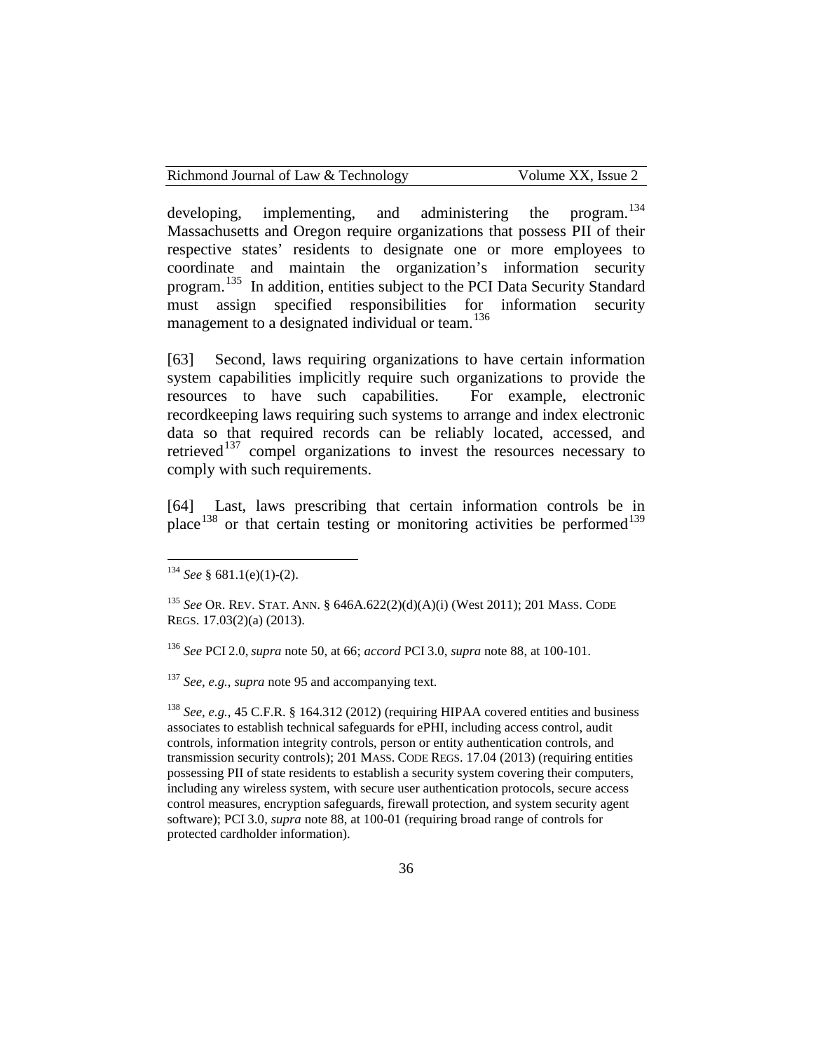developing, implementing, and administering the program.[134] Massachusetts and Oregon require organizations that possess PII of their respective states' residents to designate one or more employees to coordinate and maintain the organization's information security program.[135] In addition, entities subject to the PCI Data Security Standard must assign specified responsibilities for information security management to a designated individual or team.[136]

[63] Second, laws requiring organizations to have certain information system capabilities implicitly require such organizations to provide the resources to have such capabilities. For example, electronic recordkeeping laws requiring such systems to arrange and index electronic data so that required records can be reliably located, accessed, and retrieved[137] compel organizations to invest the resources necessary to comply with such requirements.

[64] Last, laws prescribing that certain information controls be in place[138] or that certain testing or monitoring activities be performed[139]

---

[134] *See* § 681.1(e)(1)-(2).

[135] *See* OR. REV. STAT. ANN. § 646A.622(2)(d)(A)(i) (West 2011); 201 MASS. CODE REGS. 17.03(2)(a) (2013).

[136] *See* PCI 2.0, *supra* note 50, at 66; *accord* PCI 3.0, *supra* note 88, at 100-101.

[137] *See, e.g.*, *supra* note 95 and accompanying text.

[138] *See, e.g.*, 45 C.F.R. § 164.312 (2012) (requiring HIPAA covered entities and business associates to establish technical safeguards for ePHI, including access control, audit controls, information integrity controls, person or entity authentication controls, and transmission security controls); 201 MASS. CODE REGS. 17.04 (2013) (requiring entities possessing PII of state residents to establish a security system covering their computers, including any wireless system, with secure user authentication protocols, secure access control measures, encryption safeguards, firewall protection, and system security agent software); PCI 3.0, *supra* note 88, at 100-01 (requiring broad range of controls for protected cardholder information).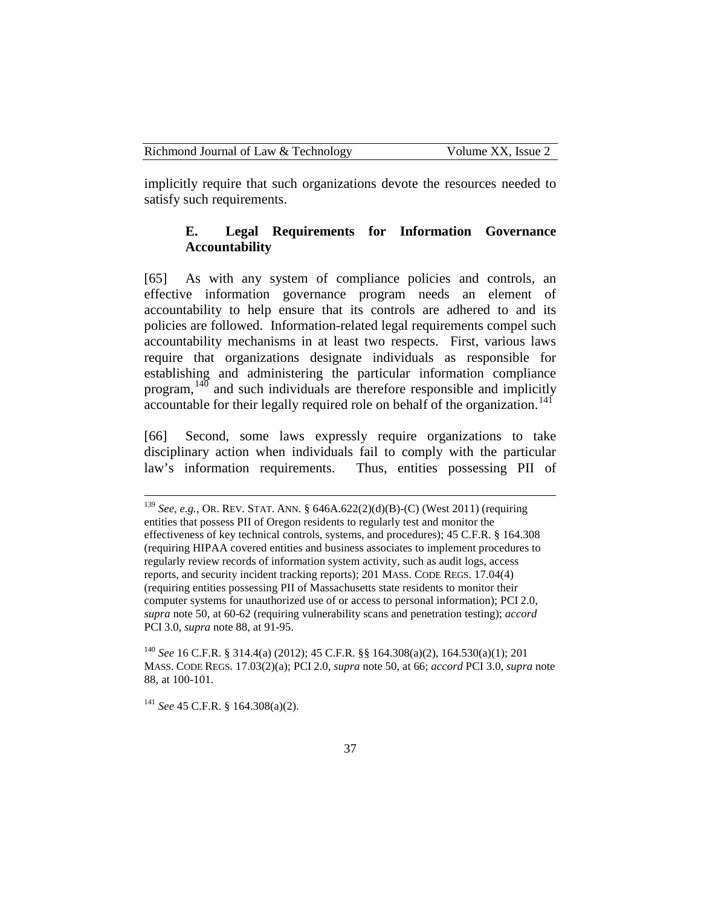implicitly require that such organizations devote the resources needed to satisfy such requirements.

### E. Legal Requirements for Information Governance Accountability

[65] As with any system of compliance policies and controls, an effective information governance program needs an element of accountability to help ensure that its controls are adhered to and its policies are followed. Information-related legal requirements compel such accountability mechanisms in at least two respects. First, various laws require that organizations designate individuals as responsible for establishing and administering the particular information compliance program,[140] and such individuals are therefore responsible and implicitly accountable for their legally required role on behalf of the organization.[141]

[66] Second, some laws expressly require organizations to take disciplinary action when individuals fail to comply with the particular law's information requirements. Thus, entities possessing PII of

---

[139] *See, e.g.*, OR. REV. STAT. ANN. § 646A.622(2)(d)(B)-(C) (West 2011) (requiring entities that possess PII of Oregon residents to regularly test and monitor the effectiveness of key technical controls, systems, and procedures); 45 C.F.R. § 164.308 (requiring HIPAA covered entities and business associates to implement procedures to regularly review records of information system activity, such as audit logs, access reports, and security incident tracking reports); 201 MASS. CODE REGS. 17.04(4) (requiring entities possessing PII of Massachusetts state residents to monitor their computer systems for unauthorized use of or access to personal information); PCI 2.0, *supra* note 50, at 60-62 (requiring vulnerability scans and penetration testing); *accord* PCI 3.0, *supra* note 88, at 91-95.

[140] *See* 16 C.F.R. § 314.4(a) (2012); 45 C.F.R. §§ 164.308(a)(2), 164.530(a)(1); 201 MASS. CODE REGS. 17.03(2)(a); PCI 2.0, *supra* note 50, at 66; *accord* PCI 3.0, *supra* note 88, at 100-101.

[141] *See* 45 C.F.R. § 164.308(a)(2).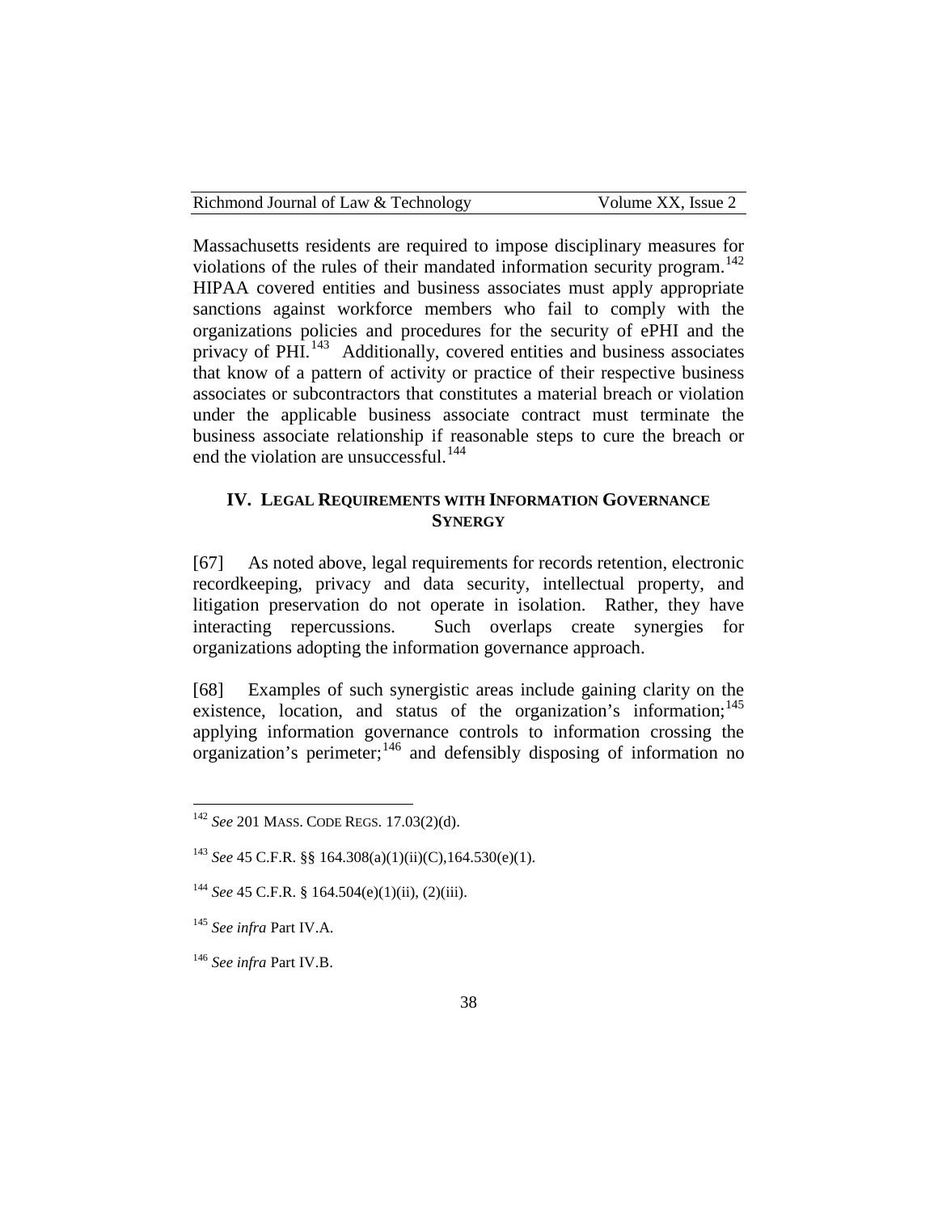Massachusetts residents are required to impose disciplinary measures for violations of the rules of their mandated information security program.[142] HIPAA covered entities and business associates must apply appropriate sanctions against workforce members who fail to comply with the organizations policies and procedures for the security of ePHI and the privacy of PHI.[143] Additionally, covered entities and business associates that know of a pattern of activity or practice of their respective business associates or subcontractors that constitutes a material breach or violation under the applicable business associate contract must terminate the business associate relationship if reasonable steps to cure the breach or end the violation are unsuccessful.[144]

## IV. LEGAL REQUIREMENTS WITH INFORMATION GOVERNANCE SYNERGY

[67] As noted above, legal requirements for records retention, electronic recordkeeping, privacy and data security, intellectual property, and litigation preservation do not operate in isolation. Rather, they have interacting repercussions. Such overlaps create synergies for organizations adopting the information governance approach.

[68] Examples of such synergistic areas include gaining clarity on the existence, location, and status of the organization's information;[145] applying information governance controls to information crossing the organization's perimeter;[146] and defensibly disposing of information no

---

[142] *See* 201 MASS. CODE REGS. 17.03(2)(d).

[143] *See* 45 C.F.R. §§ 164.308(a)(1)(ii)(C),164.530(e)(1).

[144] *See* 45 C.F.R. § 164.504(e)(1)(ii), (2)(iii).

[145] *See infra* Part IV.A.

[146] *See infra* Part IV.B.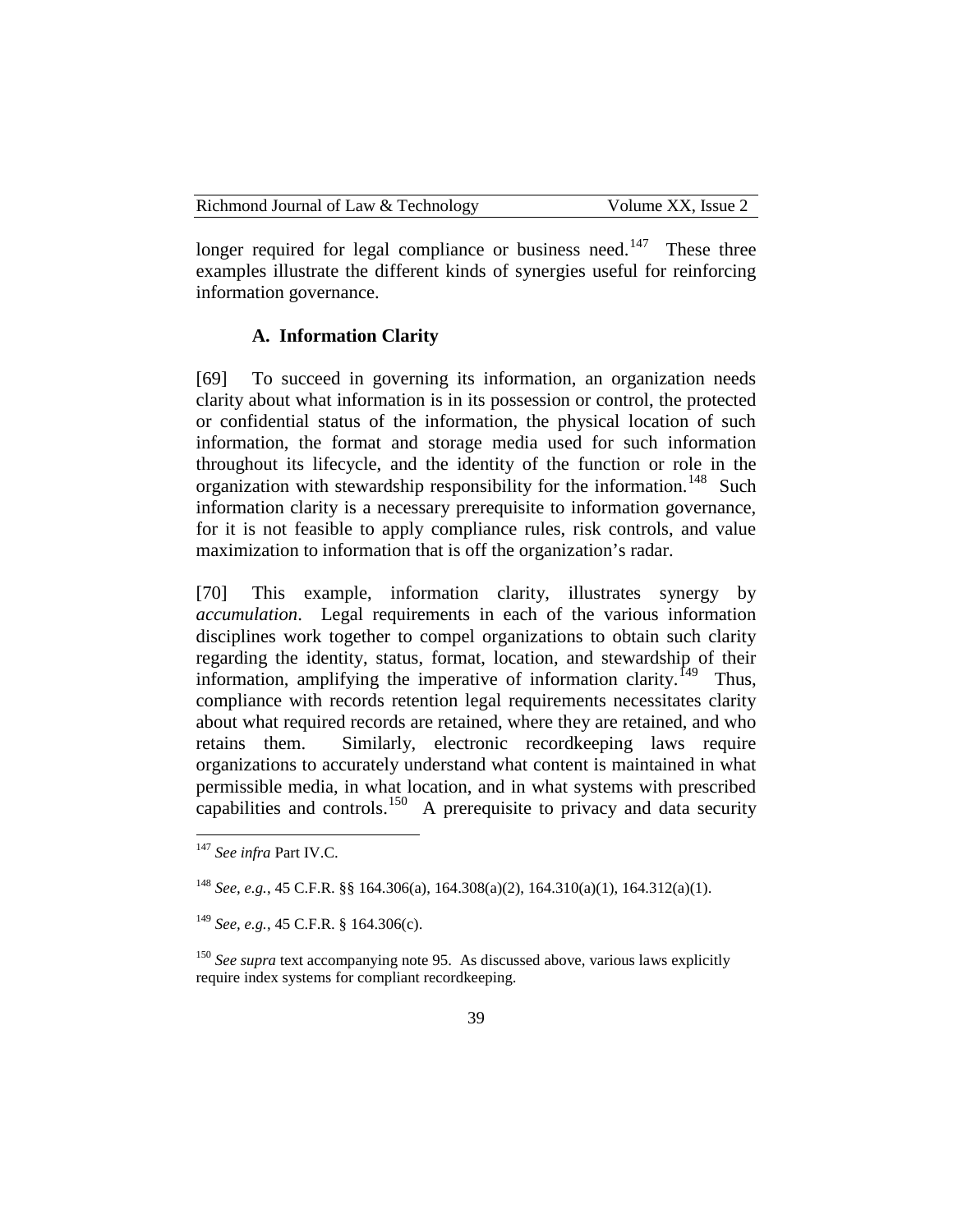longer required for legal compliance or business need.[147] These three examples illustrate the different kinds of synergies useful for reinforcing information governance.

### A. Information Clarity

[69] To succeed in governing its information, an organization needs clarity about what information is in its possession or control, the protected or confidential status of the information, the physical location of such information, the format and storage media used for such information throughout its lifecycle, and the identity of the function or role in the organization with stewardship responsibility for the information.[148] Such information clarity is a necessary prerequisite to information governance, for it is not feasible to apply compliance rules, risk controls, and value maximization to information that is off the organization's radar.

[70] This example, information clarity, illustrates synergy by *accumulation*. Legal requirements in each of the various information disciplines work together to compel organizations to obtain such clarity regarding the identity, status, format, location, and stewardship of their information, amplifying the imperative of information clarity.[149] Thus, compliance with records retention legal requirements necessitates clarity about what required records are retained, where they are retained, and who retains them. Similarly, electronic recordkeeping laws require organizations to accurately understand what content is maintained in what permissible media, in what location, and in what systems with prescribed capabilities and controls.[150] A prerequisite to privacy and data security

---

[147] *See infra* Part IV.C.

[148] *See, e.g.*, 45 C.F.R. §§ 164.306(a), 164.308(a)(2), 164.310(a)(1), 164.312(a)(1).

[149] *See, e.g.*, 45 C.F.R. § 164.306(c).

[150] *See supra* text accompanying note 95. As discussed above, various laws explicitly require index systems for compliant recordkeeping.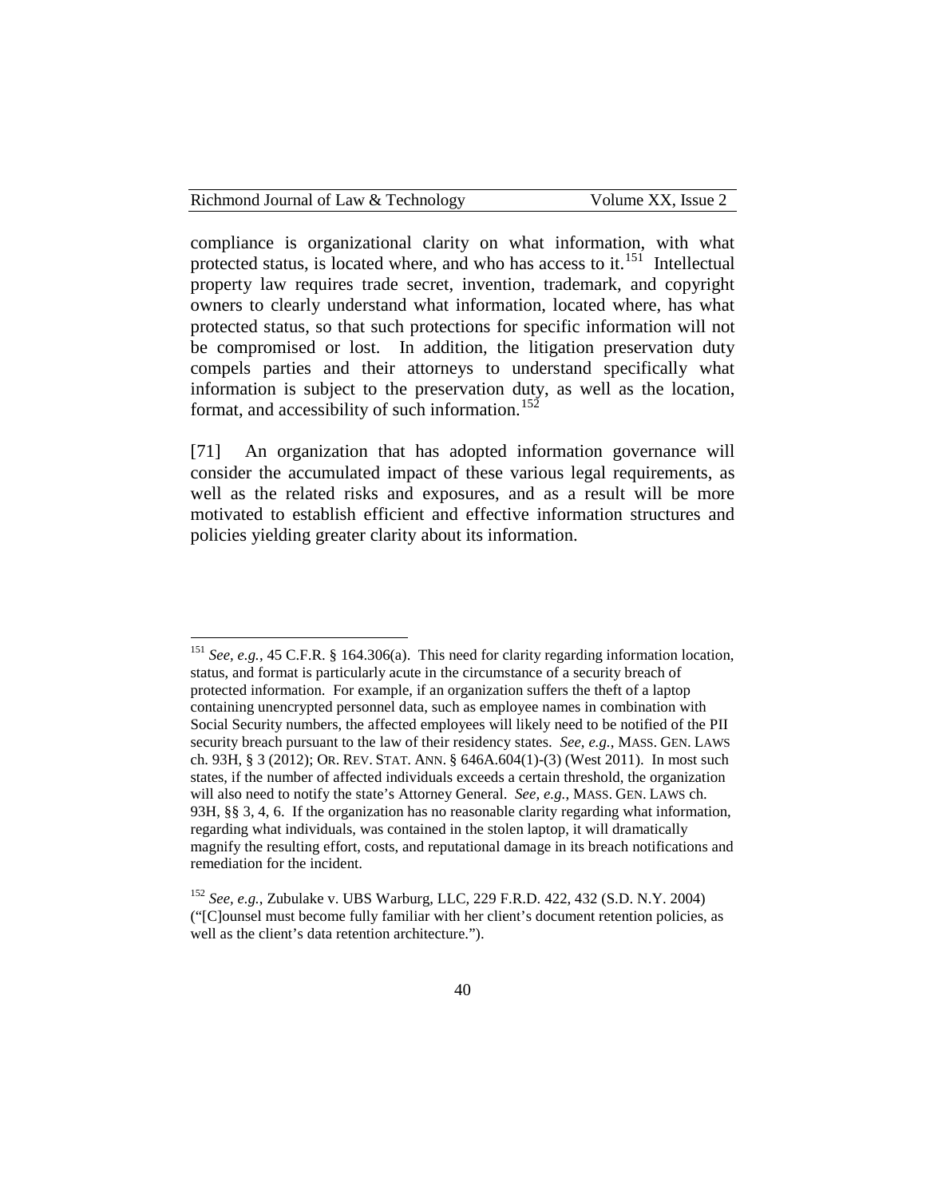compliance is organizational clarity on what information, with what protected status, is located where, and who has access to it.[151] Intellectual property law requires trade secret, invention, trademark, and copyright owners to clearly understand what information, located where, has what protected status, so that such protections for specific information will not be compromised or lost. In addition, the litigation preservation duty compels parties and their attorneys to understand specifically what information is subject to the preservation duty, as well as the location, format, and accessibility of such information.[152]

[71] An organization that has adopted information governance will consider the accumulated impact of these various legal requirements, as well as the related risks and exposures, and as a result will be more motivated to establish efficient and effective information structures and policies yielding greater clarity about its information.

---

[151] *See, e.g.*, 45 C.F.R. § 164.306(a). This need for clarity regarding information location, status, and format is particularly acute in the circumstance of a security breach of protected information. For example, if an organization suffers the theft of a laptop containing unencrypted personnel data, such as employee names in combination with Social Security numbers, the affected employees will likely need to be notified of the PII security breach pursuant to the law of their residency states. *See, e.g.*, MASS. GEN. LAWS ch. 93H, § 3 (2012); OR. REV. STAT. ANN. § 646A.604(1)-(3) (West 2011). In most such states, if the number of affected individuals exceeds a certain threshold, the organization will also need to notify the state's Attorney General. *See, e.g.*, MASS. GEN. LAWS ch. 93H, §§ 3, 4, 6. If the organization has no reasonable clarity regarding what information, regarding what individuals, was contained in the stolen laptop, it will dramatically magnify the resulting effort, costs, and reputational damage in its breach notifications and remediation for the incident.

[152] *See, e.g.*, Zubulake v. UBS Warburg, LLC, 229 F.R.D. 422, 432 (S.D. N.Y. 2004) ("[C]ounsel must become fully familiar with her client's document retention policies, as well as the client's data retention architecture.").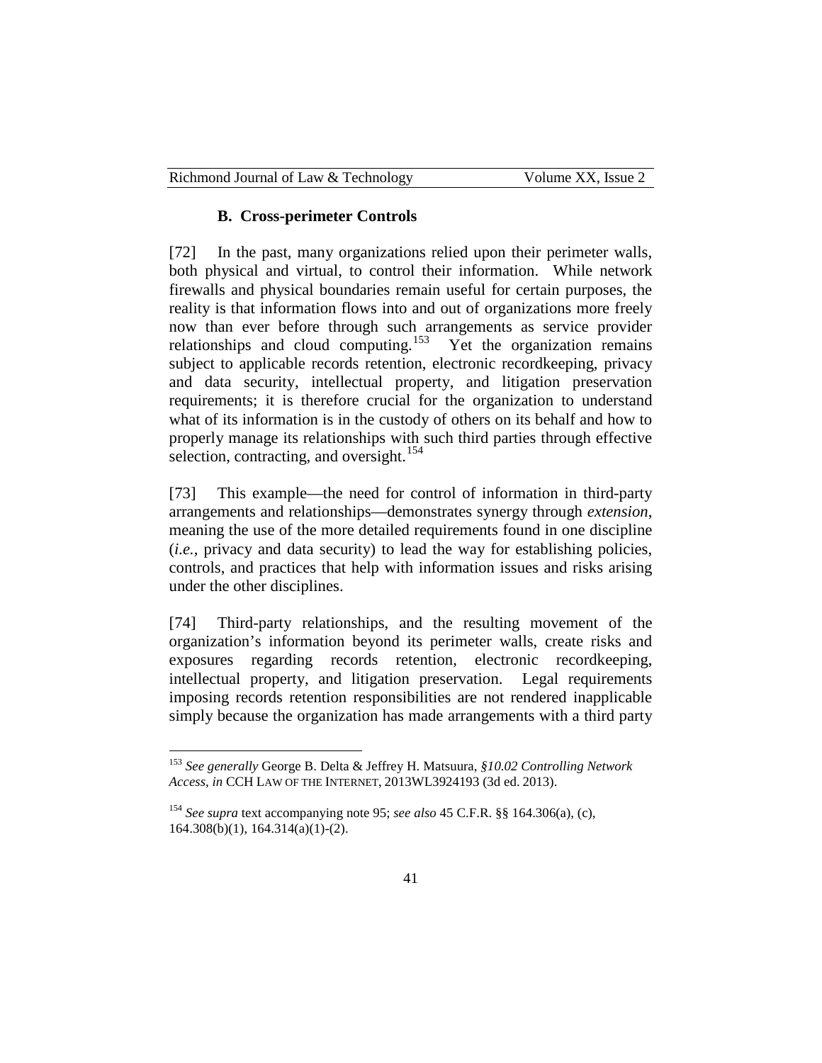### B. Cross-perimeter Controls

[72] In the past, many organizations relied upon their perimeter walls, both physical and virtual, to control their information. While network firewalls and physical boundaries remain useful for certain purposes, the reality is that information flows into and out of organizations more freely now than ever before through such arrangements as service provider relationships and cloud computing.[153] Yet the organization remains subject to applicable records retention, electronic recordkeeping, privacy and data security, intellectual property, and litigation preservation requirements; it is therefore crucial for the organization to understand what of its information is in the custody of others on its behalf and how to properly manage its relationships with such third parties through effective selection, contracting, and oversight.[154]

[73] This example—the need for control of information in third-party arrangements and relationships—demonstrates synergy through *extension*, meaning the use of the more detailed requirements found in one discipline (*i.e.*, privacy and data security) to lead the way for establishing policies, controls, and practices that help with information issues and risks arising under the other disciplines.

[74] Third-party relationships, and the resulting movement of the organization's information beyond its perimeter walls, create risks and exposures regarding records retention, electronic recordkeeping, intellectual property, and litigation preservation. Legal requirements imposing records retention responsibilities are not rendered inapplicable simply because the organization has made arrangements with a third party

---

[153] *See generally* George B. Delta & Jeffrey H. Matsuura, *§10.02 Controlling Network Access*, *in* CCH LAW OF THE INTERNET, 2013WL3924193 (3d ed. 2013).

[154] *See supra* text accompanying note 95; *see also* 45 C.F.R. §§ 164.306(a), (c), 164.308(b)(1), 164.314(a)(1)-(2).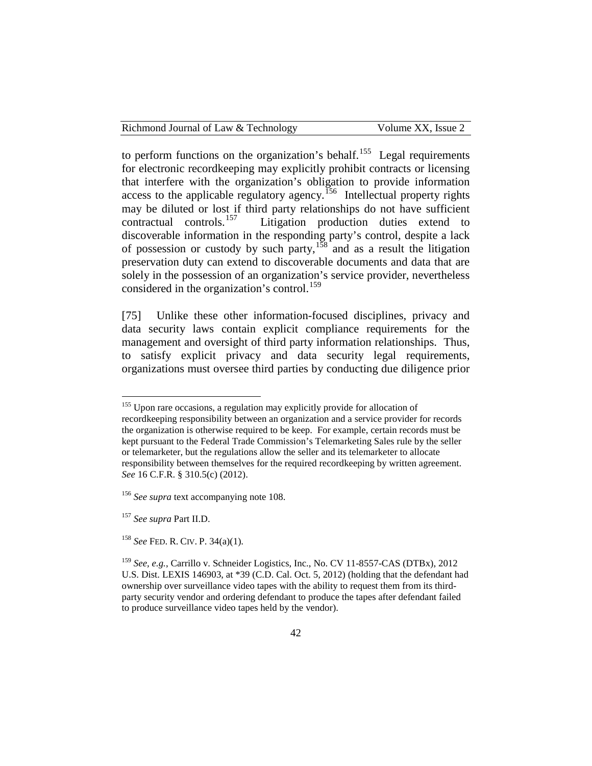to perform functions on the organization's behalf.[155] Legal requirements for electronic recordkeeping may explicitly prohibit contracts or licensing that interfere with the organization's obligation to provide information access to the applicable regulatory agency.[156] Intellectual property rights may be diluted or lost if third party relationships do not have sufficient contractual controls.[157] Litigation production duties extend to discoverable information in the responding party's control, despite a lack of possession or custody by such party,[158] and as a result the litigation preservation duty can extend to discoverable documents and data that are solely in the possession of an organization's service provider, nevertheless considered in the organization's control.[159]

[75] Unlike these other information-focused disciplines, privacy and data security laws contain explicit compliance requirements for the management and oversight of third party information relationships. Thus, to satisfy explicit privacy and data security legal requirements, organizations must oversee third parties by conducting due diligence prior

---

[155] Upon rare occasions, a regulation may explicitly provide for allocation of recordkeeping responsibility between an organization and a service provider for records the organization is otherwise required to be keep. For example, certain records must be kept pursuant to the Federal Trade Commission's Telemarketing Sales rule by the seller or telemarketer, but the regulations allow the seller and its telemarketer to allocate responsibility between themselves for the required recordkeeping by written agreement. *See* 16 C.F.R. § 310.5(c) (2012).

[156] *See supra* text accompanying note 108.

[157] *See supra* Part II.D.

[158] *See* FED. R. CIV. P. 34(a)(1).

[159] *See, e.g.*, Carrillo v. Schneider Logistics, Inc., No. CV 11-8557-CAS (DTBx), 2012 U.S. Dist. LEXIS 146903, at *39 (C.D. Cal. Oct. 5, 2012) (holding that the defendant had ownership over surveillance video tapes with the ability to request them from its third-party security vendor and ordering defendant to produce the tapes after defendant failed to produce surveillance video tapes held by the vendor).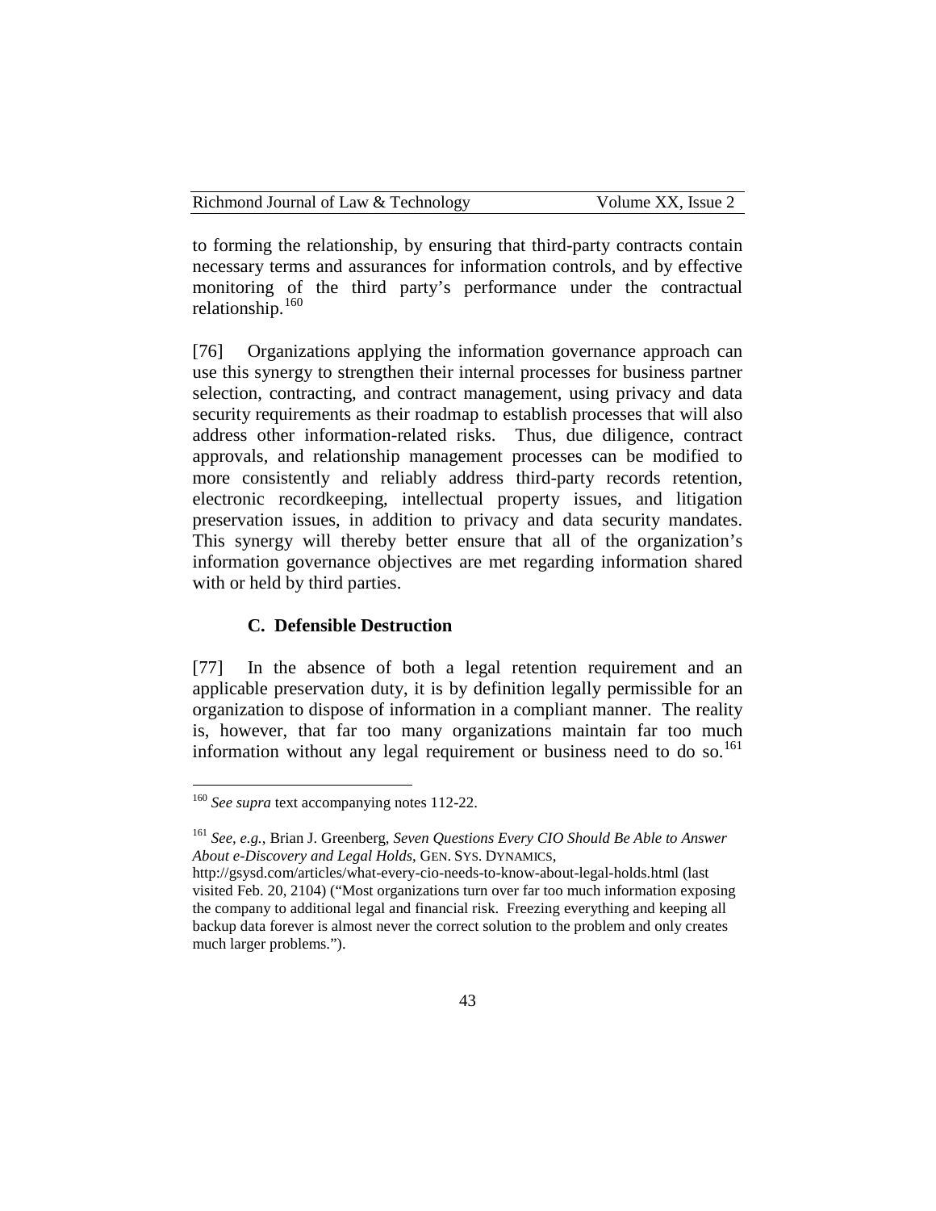to forming the relationship, by ensuring that third-party contracts contain necessary terms and assurances for information controls, and by effective monitoring of the third party's performance under the contractual relationship.[160]

[76] Organizations applying the information governance approach can use this synergy to strengthen their internal processes for business partner selection, contracting, and contract management, using privacy and data security requirements as their roadmap to establish processes that will also address other information-related risks. Thus, due diligence, contract approvals, and relationship management processes can be modified to more consistently and reliably address third-party records retention, electronic recordkeeping, intellectual property issues, and litigation preservation issues, in addition to privacy and data security mandates. This synergy will thereby better ensure that all of the organization's information governance objectives are met regarding information shared with or held by third parties.

### C. Defensible Destruction

[77] In the absence of both a legal retention requirement and an applicable preservation duty, it is by definition legally permissible for an organization to dispose of information in a compliant manner. The reality is, however, that far too many organizations maintain far too much information without any legal requirement or business need to do so.[161]

---

[160] *See supra* text accompanying notes 112-22.

[161] *See, e.g.*, Brian J. Greenberg, *Seven Questions Every CIO Should Be Able to Answer About e-Discovery and Legal Holds*, GEN. SYS. DYNAMICS, http://gsysd.com/articles/what-every-cio-needs-to-know-about-legal-holds.html (last visited Feb. 20, 2104) ("Most organizations turn over far too much information exposing the company to additional legal and financial risk. Freezing everything and keeping all backup data forever is almost never the correct solution to the problem and only creates much larger problems.").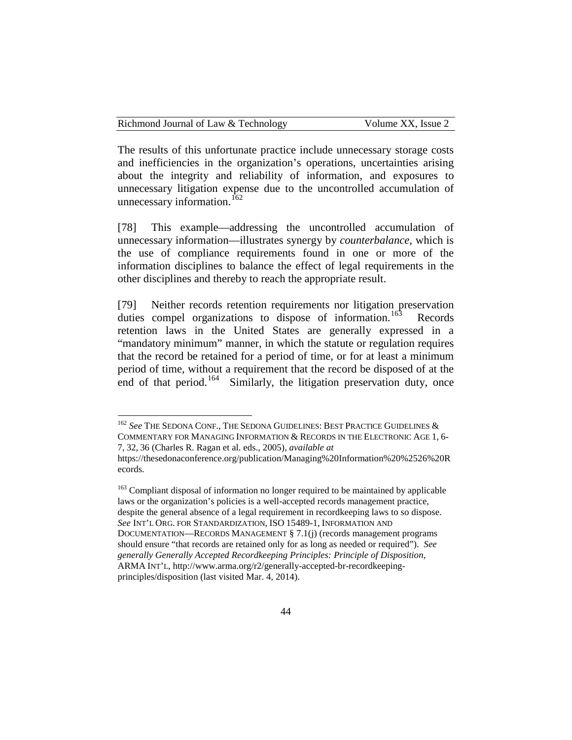The results of this unfortunate practice include unnecessary storage costs and inefficiencies in the organization's operations, uncertainties arising about the integrity and reliability of information, and exposures to unnecessary litigation expense due to the uncontrolled accumulation of unnecessary information.[162]

[78] This example—addressing the uncontrolled accumulation of unnecessary information—illustrates synergy by *counterbalance*, which is the use of compliance requirements found in one or more of the information disciplines to balance the effect of legal requirements in the other disciplines and thereby to reach the appropriate result.

[79] Neither records retention requirements nor litigation preservation duties compel organizations to dispose of information.[163] Records retention laws in the United States are generally expressed in a "mandatory minimum" manner, in which the statute or regulation requires that the record be retained for a period of time, or for at least a minimum period of time, without a requirement that the record be disposed of at the end of that period.[164] Similarly, the litigation preservation duty, once

---

[162] *See* THE SEDONA CONF., THE SEDONA GUIDELINES: BEST PRACTICE GUIDELINES & COMMENTARY FOR MANAGING INFORMATION & RECORDS IN THE ELECTRONIC AGE 1, 6-7, 32, 36 (Charles R. Ragan et al. eds., 2005), *available at* https://thesedonaconference.org/publication/Managing%20Information%20%2526%20Records.

[163] Compliant disposal of information no longer required to be maintained by applicable laws or the organization's policies is a well-accepted records management practice, despite the general absence of a legal requirement in recordkeeping laws to so dispose. *See* INT'L ORG. FOR STANDARDIZATION, ISO 15489-1, INFORMATION AND DOCUMENTATION—RECORDS MANAGEMENT § 7.1(j) (records management programs should ensure "that records are retained only for as long as needed or required"). *See generally Generally Accepted Recordkeeping Principles: Principle of Disposition*, ARMA INT'L, http://www.arma.org/r2/generally-accepted-br-recordkeeping-principles/disposition (last visited Mar. 4, 2014).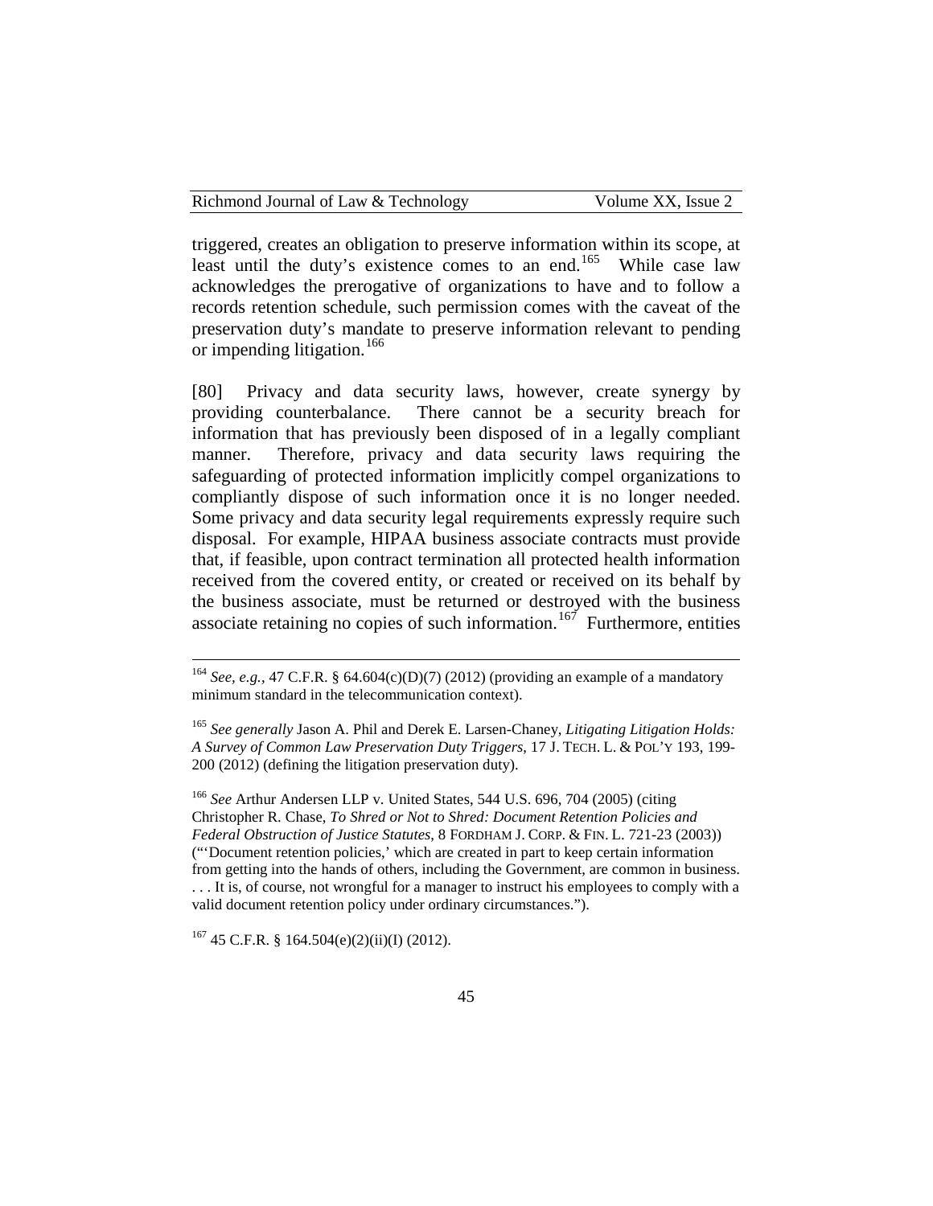triggered, creates an obligation to preserve information within its scope, at least until the duty's existence comes to an end.[165] While case law acknowledges the prerogative of organizations to have and to follow a records retention schedule, such permission comes with the caveat of the preservation duty's mandate to preserve information relevant to pending or impending litigation.[166]

[80] Privacy and data security laws, however, create synergy by providing counterbalance. There cannot be a security breach for information that has previously been disposed of in a legally compliant manner. Therefore, privacy and data security laws requiring the safeguarding of protected information implicitly compel organizations to compliantly dispose of such information once it is no longer needed. Some privacy and data security legal requirements expressly require such disposal. For example, HIPAA business associate contracts must provide that, if feasible, upon contract termination all protected health information received from the covered entity, or created or received on its behalf by the business associate, must be returned or destroyed with the business associate retaining no copies of such information.[167] Furthermore, entities

---

[164] *See, e.g.*, 47 C.F.R. § 64.604(c)(D)(7) (2012) (providing an example of a mandatory minimum standard in the telecommunication context).

[165] *See generally* Jason A. Phil and Derek E. Larsen-Chaney, *Litigating Litigation Holds: A Survey of Common Law Preservation Duty Triggers*, 17 J. TECH. L. & POL'Y 193, 199-200 (2012) (defining the litigation preservation duty).

[166] *See* Arthur Andersen LLP v. United States, 544 U.S. 696, 704 (2005) (citing Christopher R. Chase, *To Shred or Not to Shred: Document Retention Policies and Federal Obstruction of Justice Statutes*, 8 FORDHAM J. CORP. & FIN. L. 721-23 (2003)) ("'Document retention policies,' which are created in part to keep certain information from getting into the hands of others, including the Government, are common in business. . . . It is, of course, not wrongful for a manager to instruct his employees to comply with a valid document retention policy under ordinary circumstances.").

[167] 45 C.F.R. § 164.504(e)(2)(ii)(I) (2012).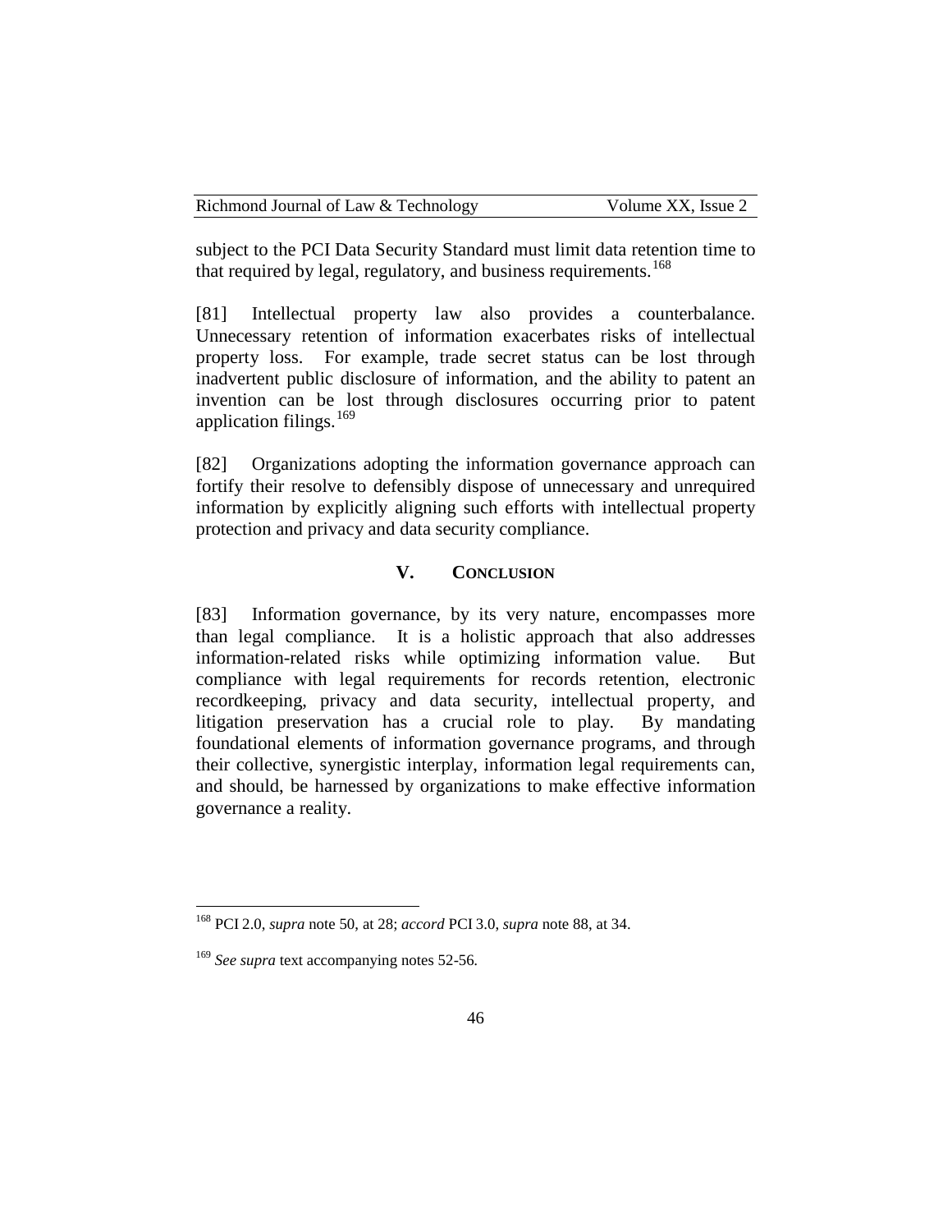subject to the PCI Data Security Standard must limit data retention time to that required by legal, regulatory, and business requirements.[168]

[81] Intellectual property law also provides a counterbalance. Unnecessary retention of information exacerbates risks of intellectual property loss. For example, trade secret status can be lost through inadvertent public disclosure of information, and the ability to patent an invention can be lost through disclosures occurring prior to patent application filings.[169]

[82] Organizations adopting the information governance approach can fortify their resolve to defensibly dispose of unnecessary and unrequired information by explicitly aligning such efforts with intellectual property protection and privacy and data security compliance.

## V. CONCLUSION

[83] Information governance, by its very nature, encompasses more than legal compliance. It is a holistic approach that also addresses information-related risks while optimizing information value. But compliance with legal requirements for records retention, electronic recordkeeping, privacy and data security, intellectual property, and litigation preservation has a crucial role to play. By mandating foundational elements of information governance programs, and through their collective, synergistic interplay, information legal requirements can, and should, be harnessed by organizations to make effective information governance a reality.

---

[168] PCI 2.0, *supra* note 50, at 28; *accord* PCI 3.0, *supra* note 88, at 34.

[169] *See supra* text accompanying notes 52-56.